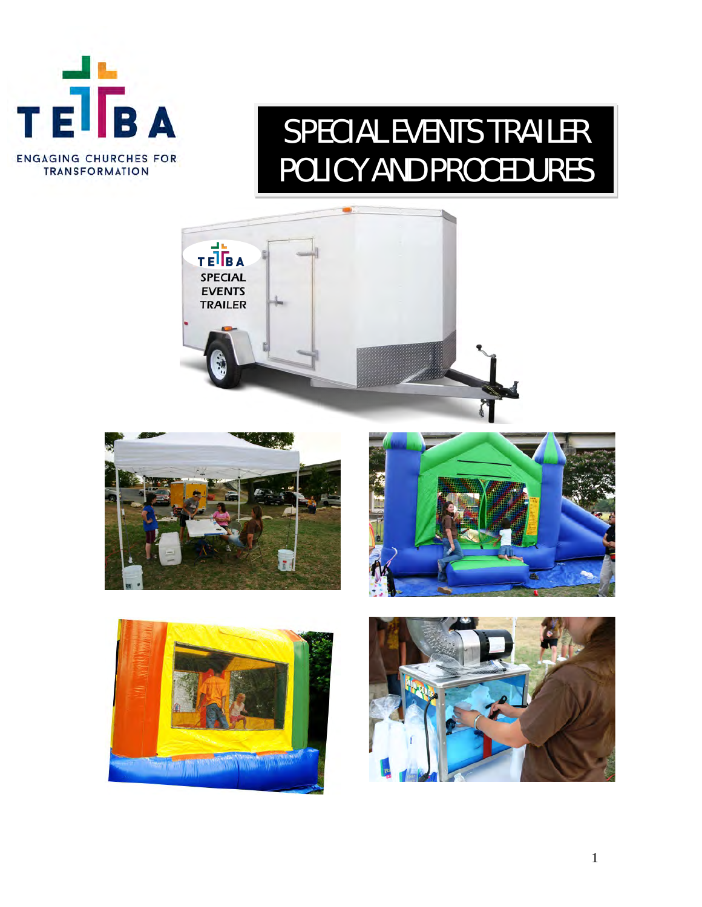TEBA

ENGAGING CHURCHES FOR TRANSFORMATION

# SPECIAL EVENTS TRAILER POLICY AND PROCEDURES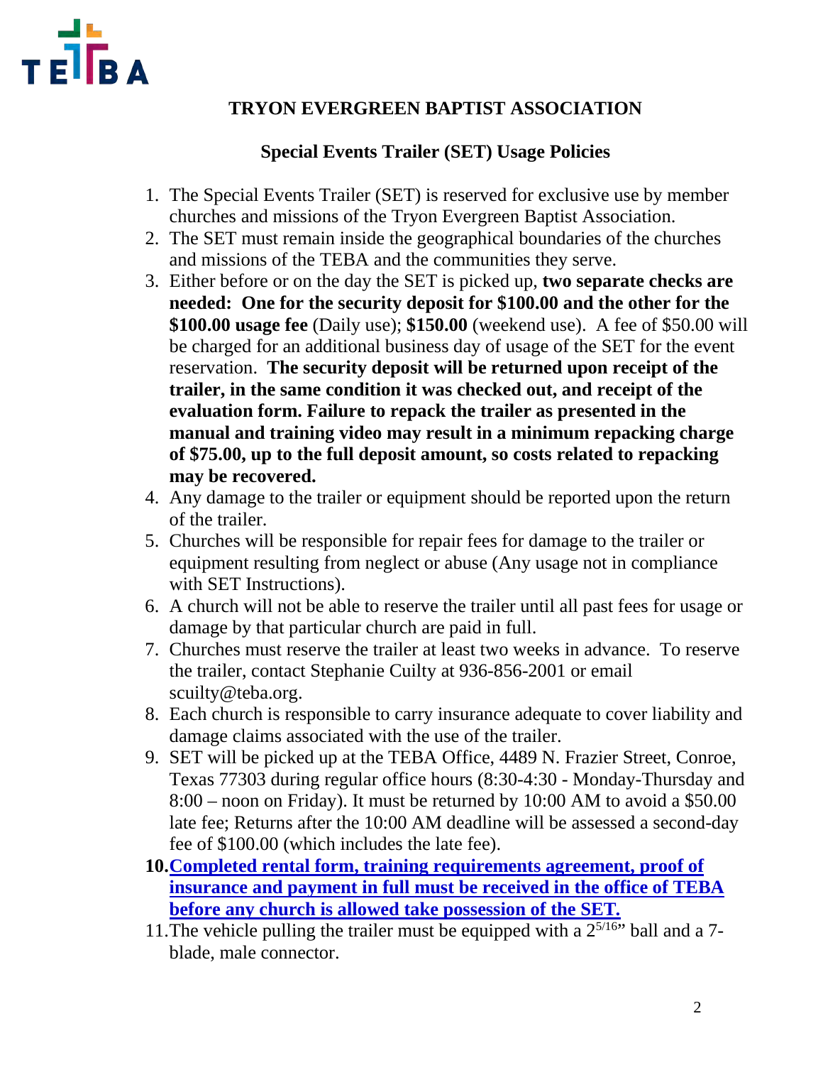# TRYON EVERGREEN BAPTIST ASSOCIATION

## Special Events Trailer (SET) Usage Policies

1. The Special Events Trailer (SET) is reserved for exclusive use by member churches and missions of the Tryon Evergreen Baptist Association.
2. The SET must remain inside the geographical boundaries of the churches and missions of the TEBA and the communities they serve.
3. Either before or on the day the SET is picked up, **two separate checks are needed: One for the security deposit for $100.00 and the other for the $100.00 usage fee** (Daily use); **$150.00** (weekend use). A fee of $50.00 will be charged for an additional business day of usage of the SET for the event reservation. **The security deposit will be returned upon receipt of the trailer, in the same condition it was checked out, and receipt of the evaluation form. Failure to repack the trailer as presented in the manual and training video may result in a minimum repacking charge of $75.00, up to the full deposit amount, so costs related to repacking may be recovered.**
4. Any damage to the trailer or equipment should be reported upon the return of the trailer.
5. Churches will be responsible for repair fees for damage to the trailer or equipment resulting from neglect or abuse (Any usage not in compliance with SET Instructions).
6. A church will not be able to reserve the trailer until all past fees for usage or damage by that particular church are paid in full.
7. Churches must reserve the trailer at least two weeks in advance. To reserve the trailer, contact Stephanie Cuilty at 936-856-2001 or email scuilty@teba.org.
8. Each church is responsible to carry insurance adequate to cover liability and damage claims associated with the use of the trailer.
9. SET will be picked up at the TEBA Office, 4489 N. Frazier Street, Conroe, Texas 77303 during regular office hours (8:30-4:30 - Monday-Thursday and 8:00 – noon on Friday). It must be returned by 10:00 AM to avoid a $50.00 late fee; Returns after the 10:00 AM deadline will be assessed a second-day fee of $100.00 (which includes the late fee).
10. **Completed rental form, training requirements agreement, proof of insurance and payment in full must be received in the office of TEBA before any church is allowed take possession of the SET.**
11. The vehicle pulling the trailer must be equipped with a $2^{5/16}$" ball and a 7-blade, male connector.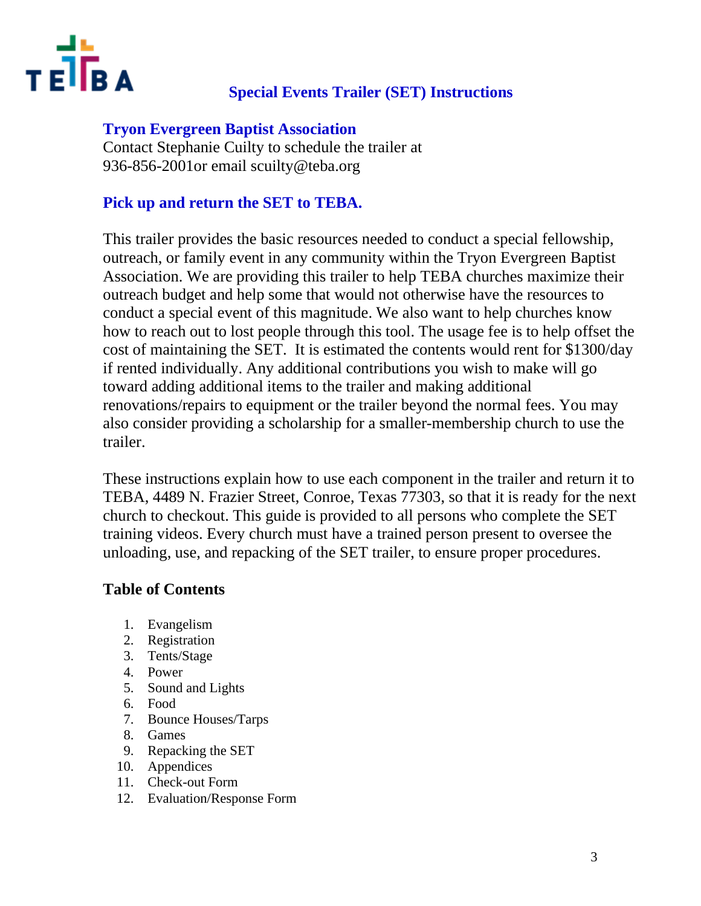# Special Events Trailer (SET) Instructions

## Tryon Evergreen Baptist Association

Contact Stephanie Cuilty to schedule the trailer at 936-856-2001or email scuilty@teba.org

## Pick up and return the SET to TEBA.

This trailer provides the basic resources needed to conduct a special fellowship, outreach, or family event in any community within the Tryon Evergreen Baptist Association. We are providing this trailer to help TEBA churches maximize their outreach budget and help some that would not otherwise have the resources to conduct a special event of this magnitude. We also want to help churches know how to reach out to lost people through this tool. The usage fee is to help offset the cost of maintaining the SET. It is estimated the contents would rent for $1300/day if rented individually. Any additional contributions you wish to make will go toward adding additional items to the trailer and making additional renovations/repairs to equipment or the trailer beyond the normal fees. You may also consider providing a scholarship for a smaller-membership church to use the trailer.

These instructions explain how to use each component in the trailer and return it to TEBA, 4489 N. Frazier Street, Conroe, Texas 77303, so that it is ready for the next church to checkout. This guide is provided to all persons who complete the SET training videos. Every church must have a trained person present to oversee the unloading, use, and repacking of the SET trailer, to ensure proper procedures.

**Table of Contents**

1. Evangelism
2. Registration
3. Tents/Stage
4. Power
5. Sound and Lights
6. Food
7. Bounce Houses/Tarps
8. Games
9. Repacking the SET
10. Appendices
11. Check-out Form
12. Evaluation/Response Form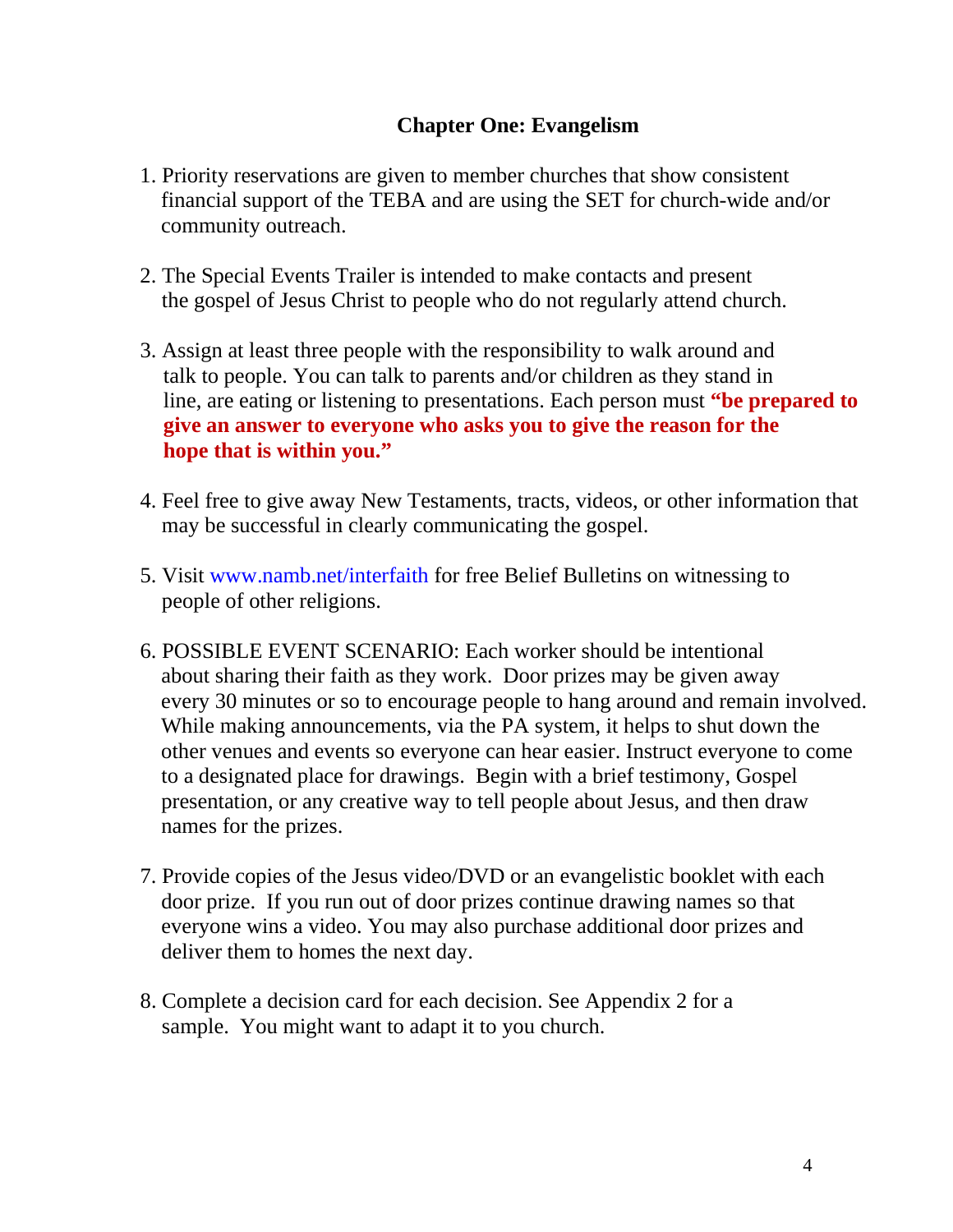## Chapter One: Evangelism

1. Priority reservations are given to member churches that show consistent financial support of the TEBA and are using the SET for church-wide and/or community outreach.

2. The Special Events Trailer is intended to make contacts and present the gospel of Jesus Christ to people who do not regularly attend church.

3. Assign at least three people with the responsibility to walk around and talk to people. You can talk to parents and/or children as they stand in line, are eating or listening to presentations. Each person must **"be prepared to give an answer to everyone who asks you to give the reason for the hope that is within you."**

4. Feel free to give away New Testaments, tracts, videos, or other information that may be successful in clearly communicating the gospel.

5. Visit www.namb.net/interfaith for free Belief Bulletins on witnessing to people of other religions.

6. POSSIBLE EVENT SCENARIO: Each worker should be intentional about sharing their faith as they work. Door prizes may be given away every 30 minutes or so to encourage people to hang around and remain involved. While making announcements, via the PA system, it helps to shut down the other venues and events so everyone can hear easier. Instruct everyone to come to a designated place for drawings. Begin with a brief testimony, Gospel presentation, or any creative way to tell people about Jesus, and then draw names for the prizes.

7. Provide copies of the Jesus video/DVD or an evangelistic booklet with each door prize. If you run out of door prizes continue drawing names so that everyone wins a video. You may also purchase additional door prizes and deliver them to homes the next day.

8. Complete a decision card for each decision. See Appendix 2 for a sample. You might want to adapt it to you church.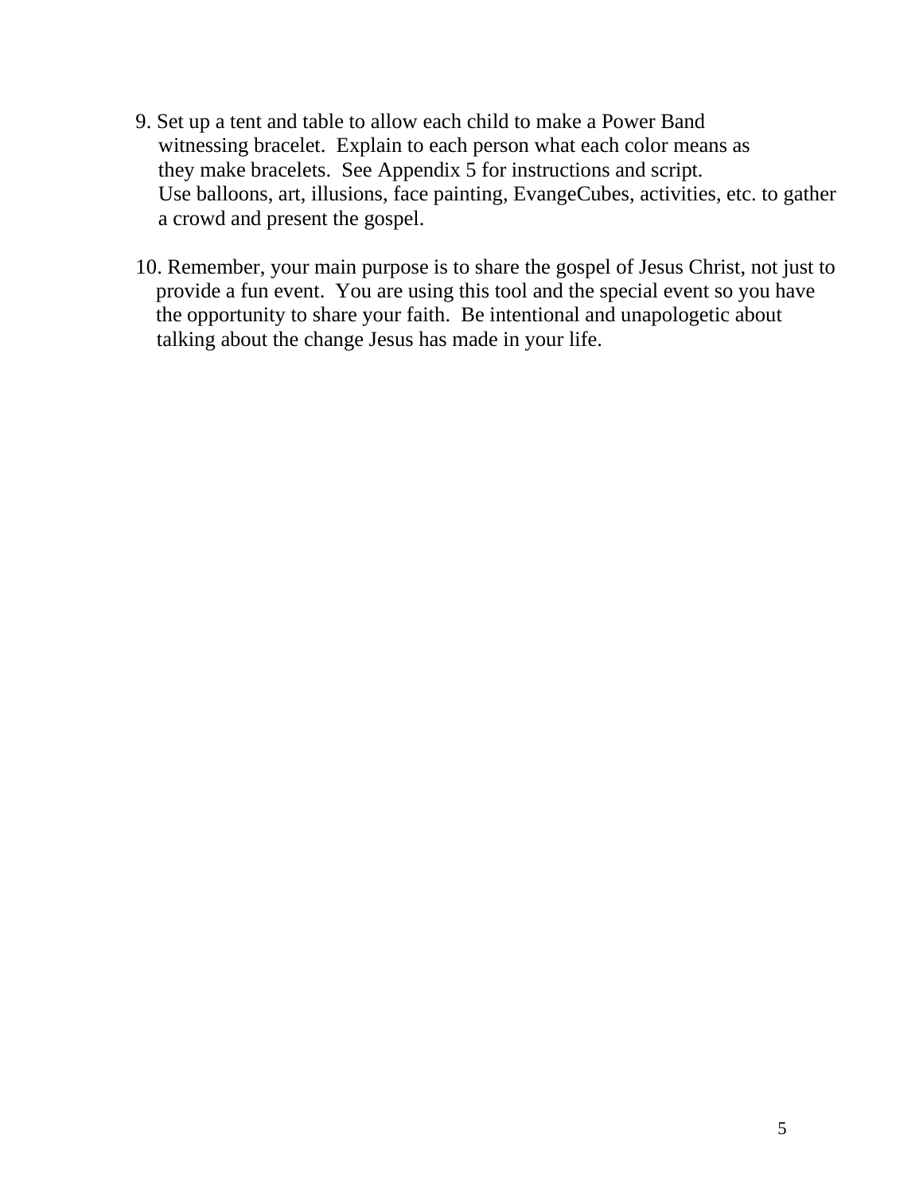9. Set up a tent and table to allow each child to make a Power Band witnessing bracelet. Explain to each person what each color means as they make bracelets. See Appendix 5 for instructions and script. Use balloons, art, illusions, face painting, EvangeCubes, activities, etc. to gather a crowd and present the gospel.

10. Remember, your main purpose is to share the gospel of Jesus Christ, not just to provide a fun event. You are using this tool and the special event so you have the opportunity to share your faith. Be intentional and unapologetic about talking about the change Jesus has made in your life.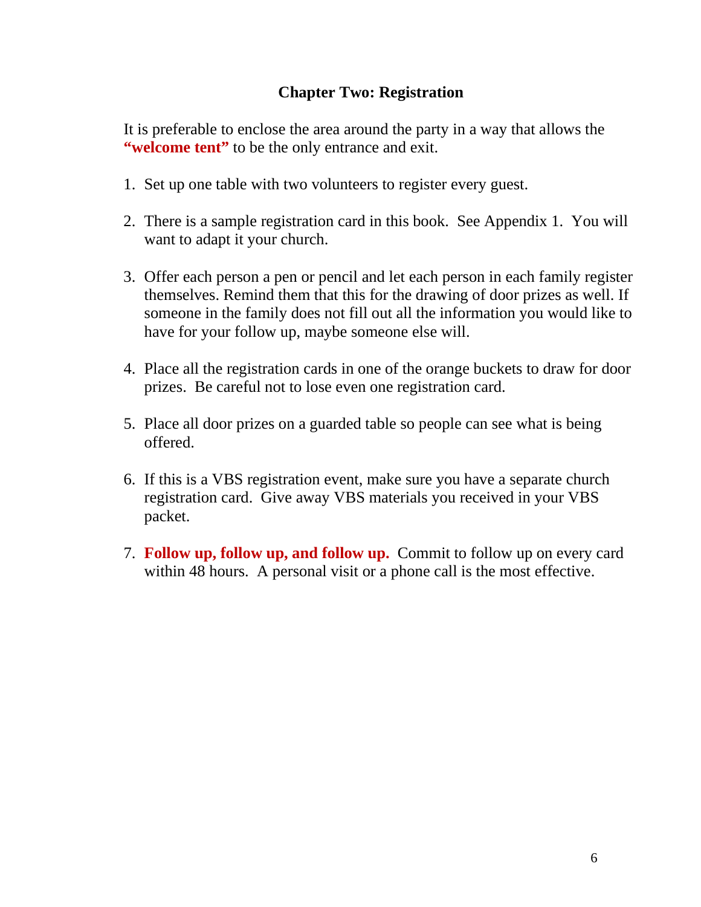## Chapter Two: Registration

It is preferable to enclose the area around the party in a way that allows the **"welcome tent"** to be the only entrance and exit.

1. Set up one table with two volunteers to register every guest.

2. There is a sample registration card in this book. See Appendix 1. You will want to adapt it your church.

3. Offer each person a pen or pencil and let each person in each family register themselves. Remind them that this for the drawing of door prizes as well. If someone in the family does not fill out all the information you would like to have for your follow up, maybe someone else will.

4. Place all the registration cards in one of the orange buckets to draw for door prizes. Be careful not to lose even one registration card.

5. Place all door prizes on a guarded table so people can see what is being offered.

6. If this is a VBS registration event, make sure you have a separate church registration card. Give away VBS materials you received in your VBS packet.

7. **Follow up, follow up, and follow up.** Commit to follow up on every card within 48 hours. A personal visit or a phone call is the most effective.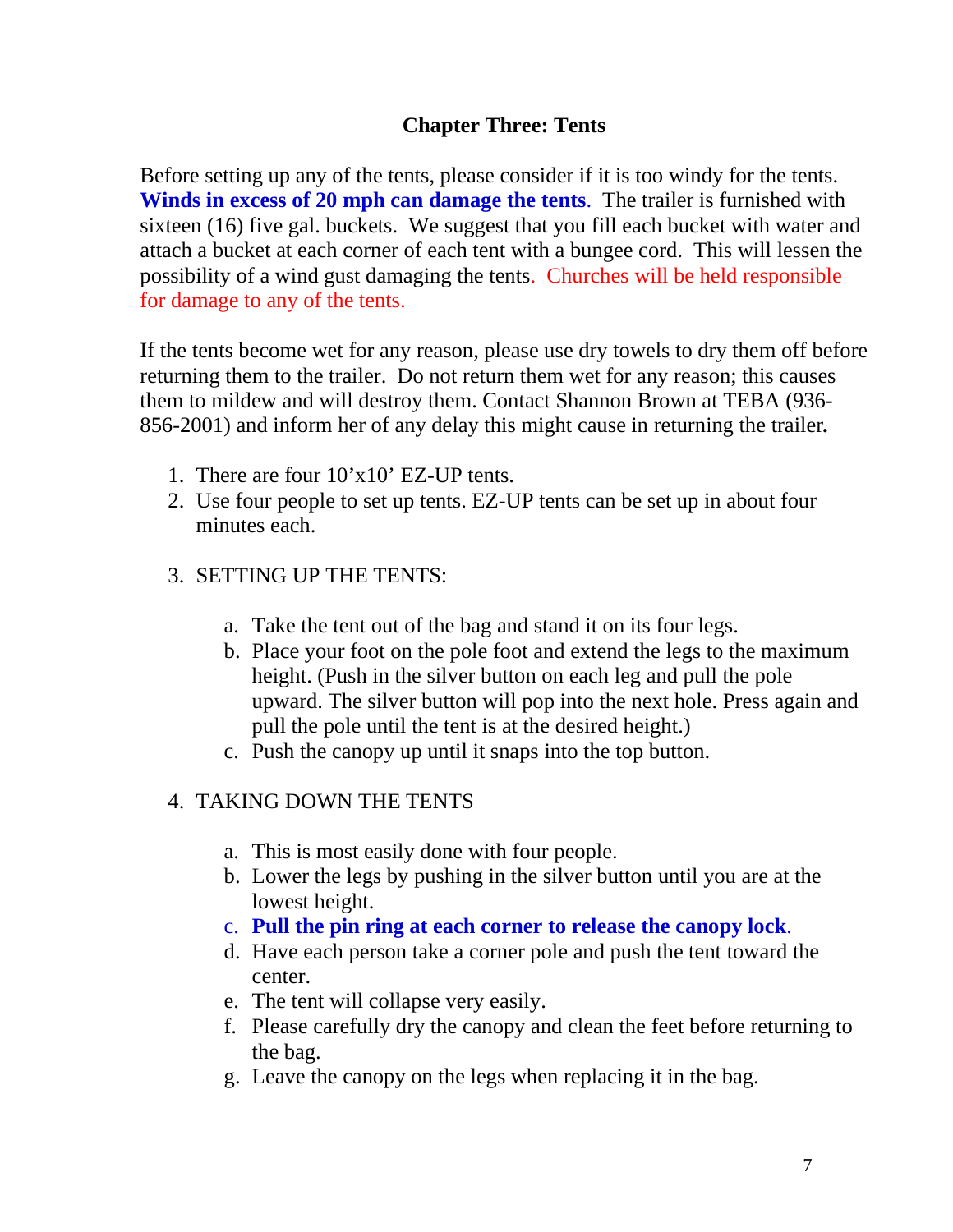## Chapter Three: Tents

Before setting up any of the tents, please consider if it is too windy for the tents. **Winds in excess of 20 mph can damage the tents**. The trailer is furnished with sixteen (16) five gal. buckets. We suggest that you fill each bucket with water and attach a bucket at each corner of each tent with a bungee cord. This will lessen the possibility of a wind gust damaging the tents. Churches will be held responsible for damage to any of the tents.

If the tents become wet for any reason, please use dry towels to dry them off before returning them to the trailer. Do not return them wet for any reason; this causes them to mildew and will destroy them. Contact Shannon Brown at TEBA (936-856-2001) and inform her of any delay this might cause in returning the trailer**.**

1. There are four 10'x10' EZ-UP tents.
2. Use four people to set up tents. EZ-UP tents can be set up in about four minutes each.

3. SETTING UP THE TENTS:

   a. Take the tent out of the bag and stand it on its four legs.
   b. Place your foot on the pole foot and extend the legs to the maximum height. (Push in the silver button on each leg and pull the pole upward. The silver button will pop into the next hole. Press again and pull the pole until the tent is at the desired height.)
   c. Push the canopy up until it snaps into the top button.

4. TAKING DOWN THE TENTS

   a. This is most easily done with four people.
   b. Lower the legs by pushing in the silver button until you are at the lowest height.
   c. **Pull the pin ring at each corner to release the canopy lock**.
   d. Have each person take a corner pole and push the tent toward the center.
   e. The tent will collapse very easily.
   f. Please carefully dry the canopy and clean the feet before returning to the bag.
   g. Leave the canopy on the legs when replacing it in the bag.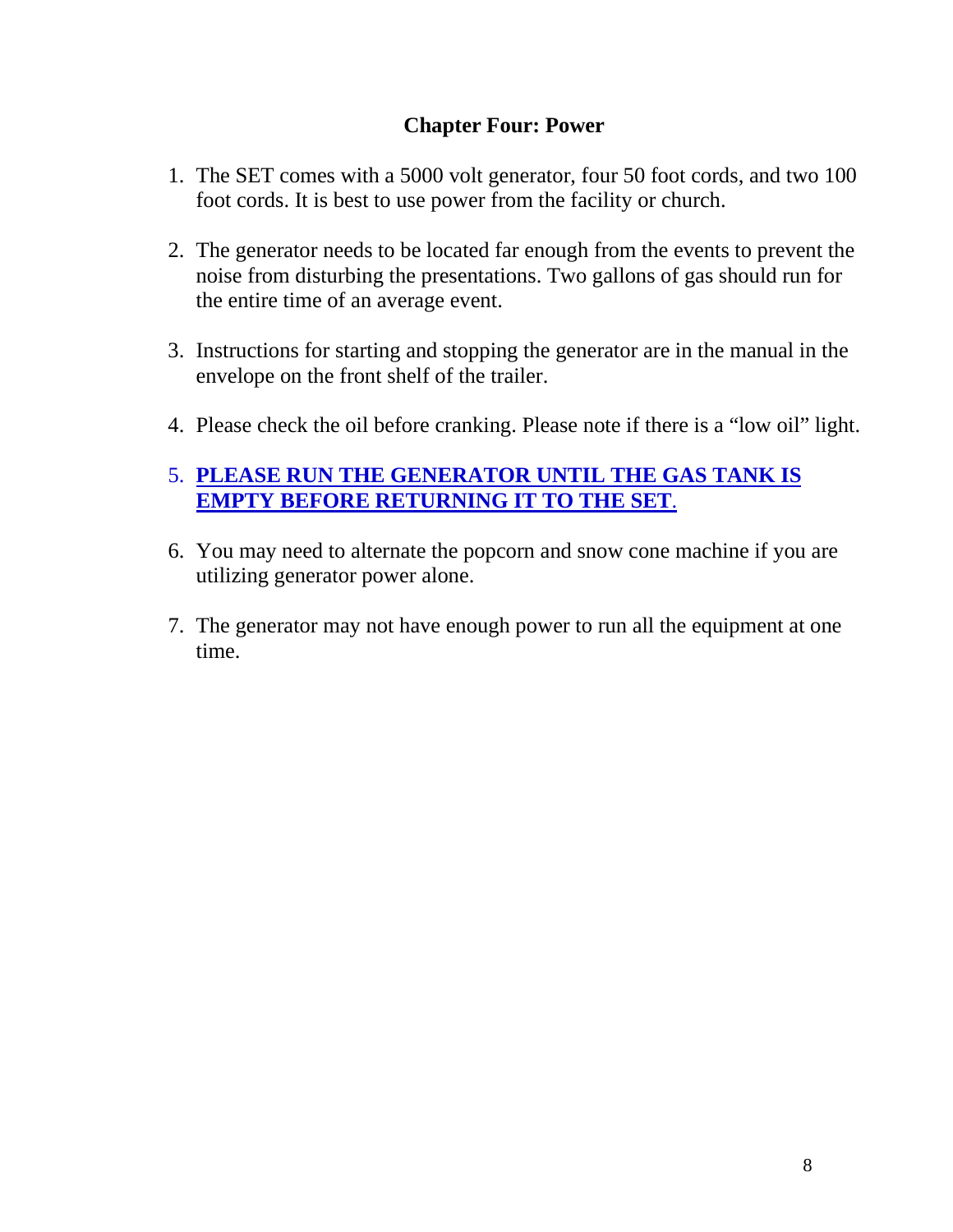## Chapter Four: Power

1. The SET comes with a 5000 volt generator, four 50 foot cords, and two 100 foot cords. It is best to use power from the facility or church.

2. The generator needs to be located far enough from the events to prevent the noise from disturbing the presentations. Two gallons of gas should run for the entire time of an average event.

3. Instructions for starting and stopping the generator are in the manual in the envelope on the front shelf of the trailer.

4. Please check the oil before cranking. Please note if there is a "low oil" light.

5. **PLEASE RUN THE GENERATOR UNTIL THE GAS TANK IS EMPTY BEFORE RETURNING IT TO THE SET.**

6. You may need to alternate the popcorn and snow cone machine if you are utilizing generator power alone.

7. The generator may not have enough power to run all the equipment at one time.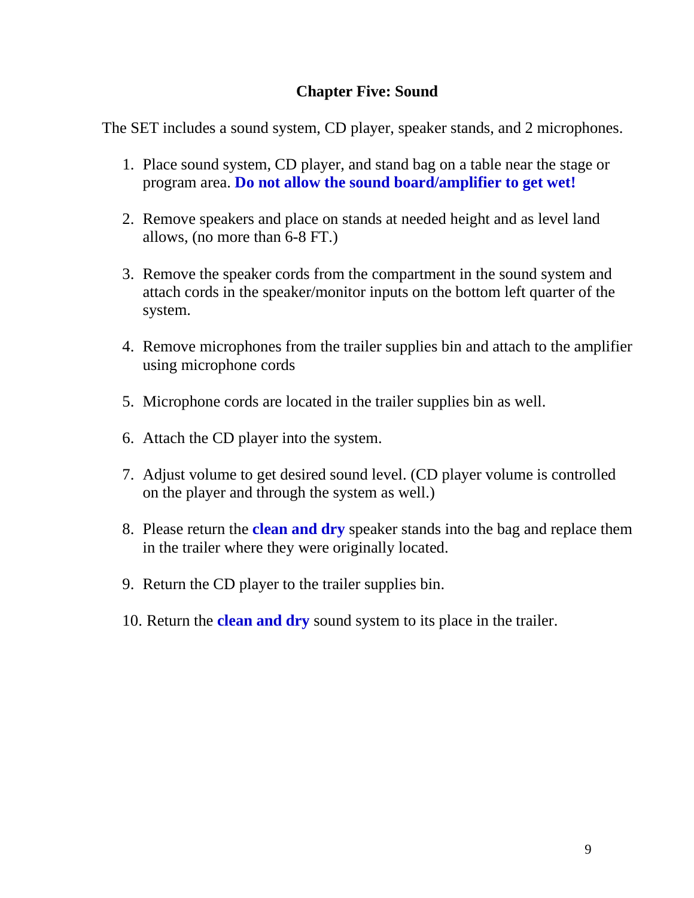## Chapter Five: Sound

The SET includes a sound system, CD player, speaker stands, and 2 microphones.

1. Place sound system, CD player, and stand bag on a table near the stage or program area. **Do not allow the sound board/amplifier to get wet!**

2. Remove speakers and place on stands at needed height and as level land allows, (no more than 6-8 FT.)

3. Remove the speaker cords from the compartment in the sound system and attach cords in the speaker/monitor inputs on the bottom left quarter of the system.

4. Remove microphones from the trailer supplies bin and attach to the amplifier using microphone cords

5. Microphone cords are located in the trailer supplies bin as well.

6. Attach the CD player into the system.

7. Adjust volume to get desired sound level. (CD player volume is controlled on the player and through the system as well.)

8. Please return the **clean and dry** speaker stands into the bag and replace them in the trailer where they were originally located.

9. Return the CD player to the trailer supplies bin.

10. Return the **clean and dry** sound system to its place in the trailer.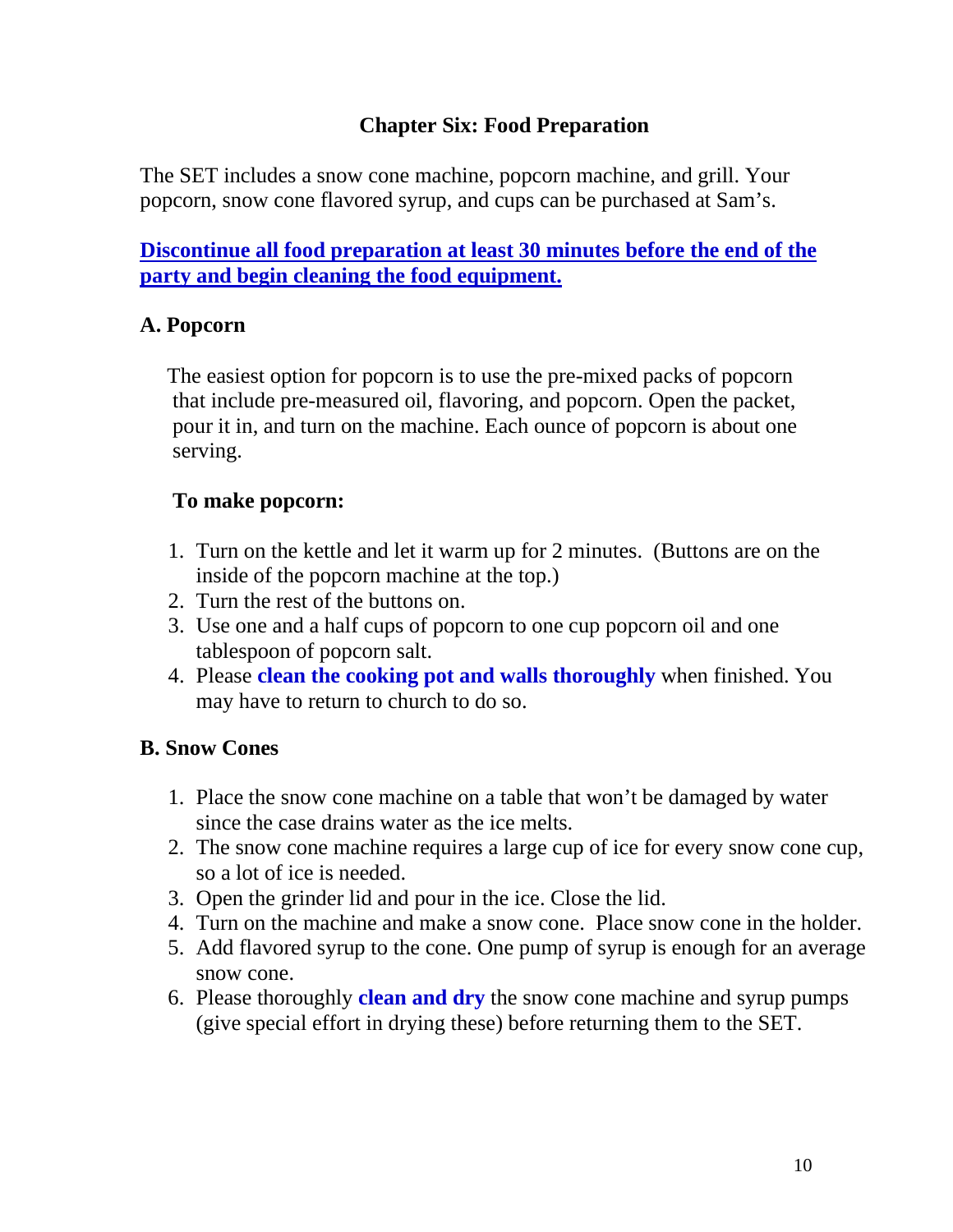## Chapter Six: Food Preparation

The SET includes a snow cone machine, popcorn machine, and grill. Your popcorn, snow cone flavored syrup, and cups can be purchased at Sam's.

**Discontinue all food preparation at least 30 minutes before the end of the party and begin cleaning the food equipment.**

### A. Popcorn

The easiest option for popcorn is to use the pre-mixed packs of popcorn that include pre-measured oil, flavoring, and popcorn. Open the packet, pour it in, and turn on the machine. Each ounce of popcorn is about one serving.

**To make popcorn:**

1. Turn on the kettle and let it warm up for 2 minutes. (Buttons are on the inside of the popcorn machine at the top.)
2. Turn the rest of the buttons on.
3. Use one and a half cups of popcorn to one cup popcorn oil and one tablespoon of popcorn salt.
4. Please **clean the cooking pot and walls thoroughly** when finished. You may have to return to church to do so.

### B. Snow Cones

1. Place the snow cone machine on a table that won't be damaged by water since the case drains water as the ice melts.
2. The snow cone machine requires a large cup of ice for every snow cone cup, so a lot of ice is needed.
3. Open the grinder lid and pour in the ice. Close the lid.
4. Turn on the machine and make a snow cone. Place snow cone in the holder.
5. Add flavored syrup to the cone. One pump of syrup is enough for an average snow cone.
6. Please thoroughly **clean and dry** the snow cone machine and syrup pumps (give special effort in drying these) before returning them to the SET.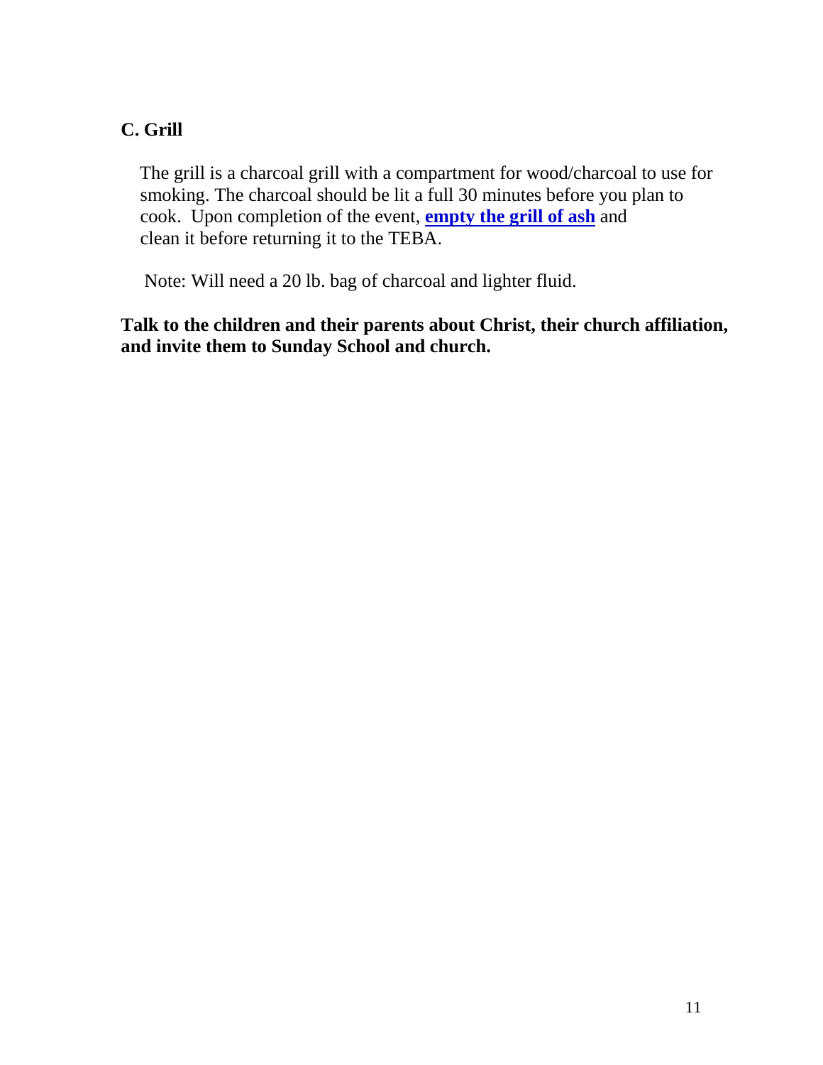### C. Grill

The grill is a charcoal grill with a compartment for wood/charcoal to use for smoking. The charcoal should be lit a full 30 minutes before you plan to cook. Upon completion of the event, **empty the grill of ash** and clean it before returning it to the TEBA.

Note: Will need a 20 lb. bag of charcoal and lighter fluid.

**Talk to the children and their parents about Christ, their church affiliation, and invite them to Sunday School and church.**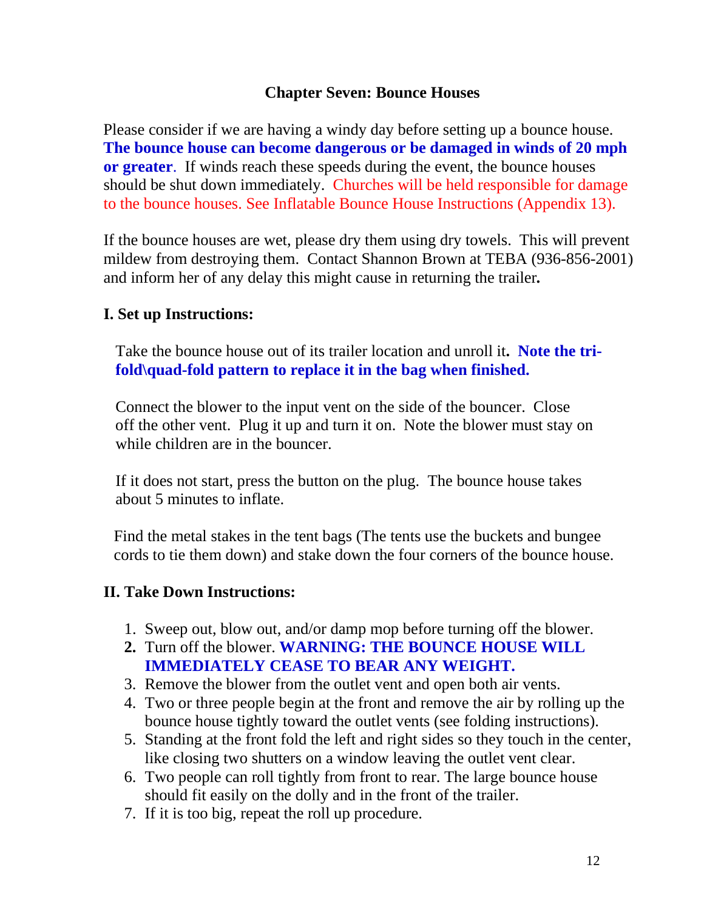# Chapter Seven: Bounce Houses

Please consider if we are having a windy day before setting up a bounce house. **The bounce house can become dangerous or be damaged in winds of 20 mph or greater**. If winds reach these speeds during the event, the bounce houses should be shut down immediately. Churches will be held responsible for damage to the bounce houses. See Inflatable Bounce House Instructions (Appendix 13).

If the bounce houses are wet, please dry them using dry towels. This will prevent mildew from destroying them. Contact Shannon Brown at TEBA (936-856-2001) and inform her of any delay this might cause in returning the trailer**.**

## I. Set up Instructions:

Take the bounce house out of its trailer location and unroll it**. Note the tri-fold\quad-fold pattern to replace it in the bag when finished.**

Connect the blower to the input vent on the side of the bouncer. Close off the other vent. Plug it up and turn it on. Note the blower must stay on while children are in the bouncer.

If it does not start, press the button on the plug. The bounce house takes about 5 minutes to inflate.

Find the metal stakes in the tent bags (The tents use the buckets and bungee cords to tie them down) and stake down the four corners of the bounce house.

## II. Take Down Instructions:

1. Sweep out, blow out, and/or damp mop before turning off the blower.
2. Turn off the blower. **WARNING: THE BOUNCE HOUSE WILL IMMEDIATELY CEASE TO BEAR ANY WEIGHT.**
3. Remove the blower from the outlet vent and open both air vents.
4. Two or three people begin at the front and remove the air by rolling up the bounce house tightly toward the outlet vents (see folding instructions).
5. Standing at the front fold the left and right sides so they touch in the center, like closing two shutters on a window leaving the outlet vent clear.
6. Two people can roll tightly from front to rear. The large bounce house should fit easily on the dolly and in the front of the trailer.
7. If it is too big, repeat the roll up procedure.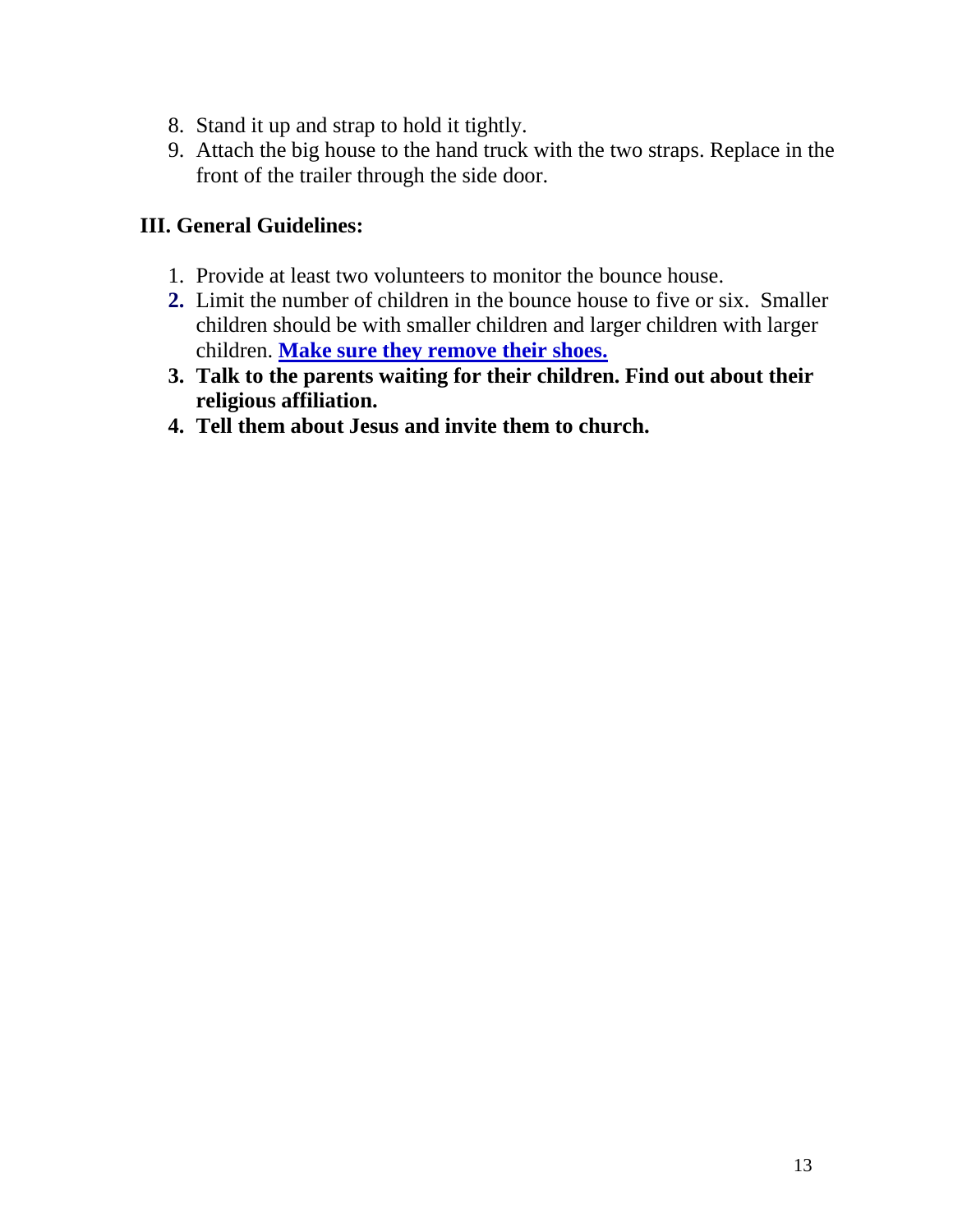8. Stand it up and strap to hold it tightly.
9. Attach the big house to the hand truck with the two straps. Replace in the front of the trailer through the side door.

### III. General Guidelines:

1. Provide at least two volunteers to monitor the bounce house.
2. Limit the number of children in the bounce house to five or six. Smaller children should be with smaller children and larger children with larger children. **Make sure they remove their shoes.**
3. **Talk to the parents waiting for their children. Find out about their religious affiliation.**
4. **Tell them about Jesus and invite them to church.**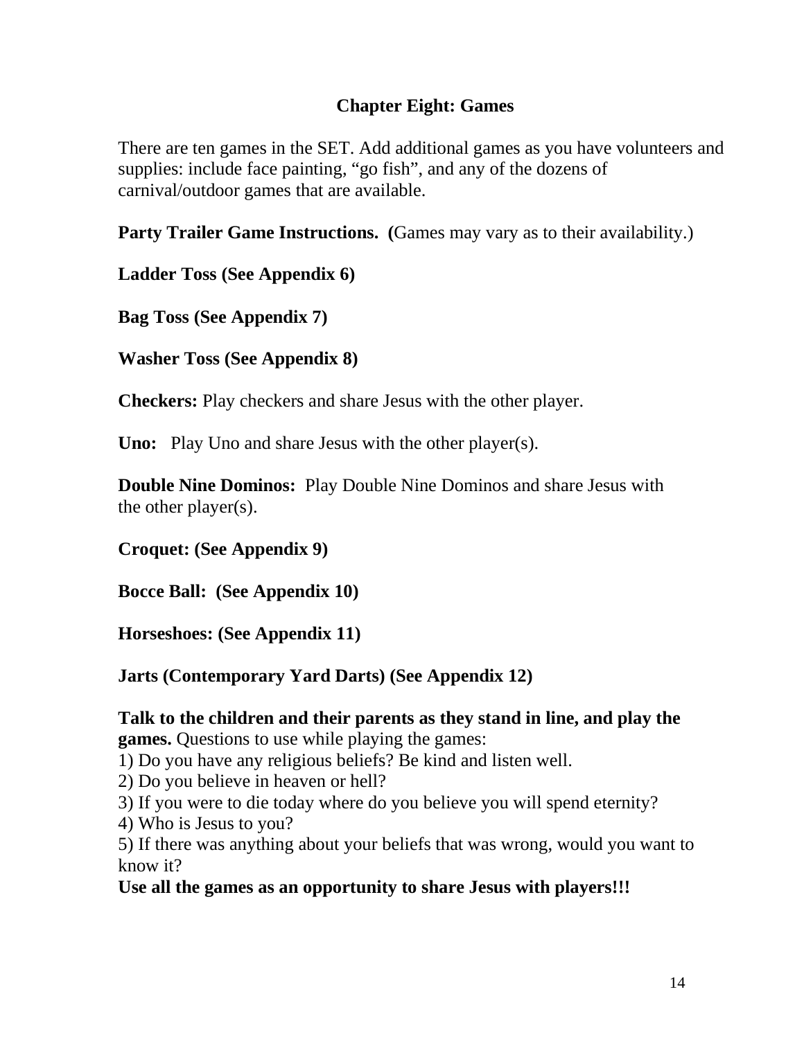## Chapter Eight: Games

There are ten games in the SET. Add additional games as you have volunteers and supplies: include face painting, "go fish", and any of the dozens of carnival/outdoor games that are available.

**Party Trailer Game Instructions. (**Games may vary as to their availability.)

**Ladder Toss (See Appendix 6)**

**Bag Toss (See Appendix 7)**

**Washer Toss (See Appendix 8)**

**Checkers:** Play checkers and share Jesus with the other player.

**Uno:** Play Uno and share Jesus with the other player(s).

**Double Nine Dominos:** Play Double Nine Dominos and share Jesus with the other player(s).

**Croquet: (See Appendix 9)**

**Bocce Ball: (See Appendix 10)**

**Horseshoes: (See Appendix 11)**

**Jarts (Contemporary Yard Darts) (See Appendix 12)**

**Talk to the children and their parents as they stand in line, and play the games.** Questions to use while playing the games:

1) Do you have any religious beliefs? Be kind and listen well.
2) Do you believe in heaven or hell?
3) If you were to die today where do you believe you will spend eternity?
4) Who is Jesus to you?
5) If there was anything about your beliefs that was wrong, would you want to know it?

**Use all the games as an opportunity to share Jesus with players!!!**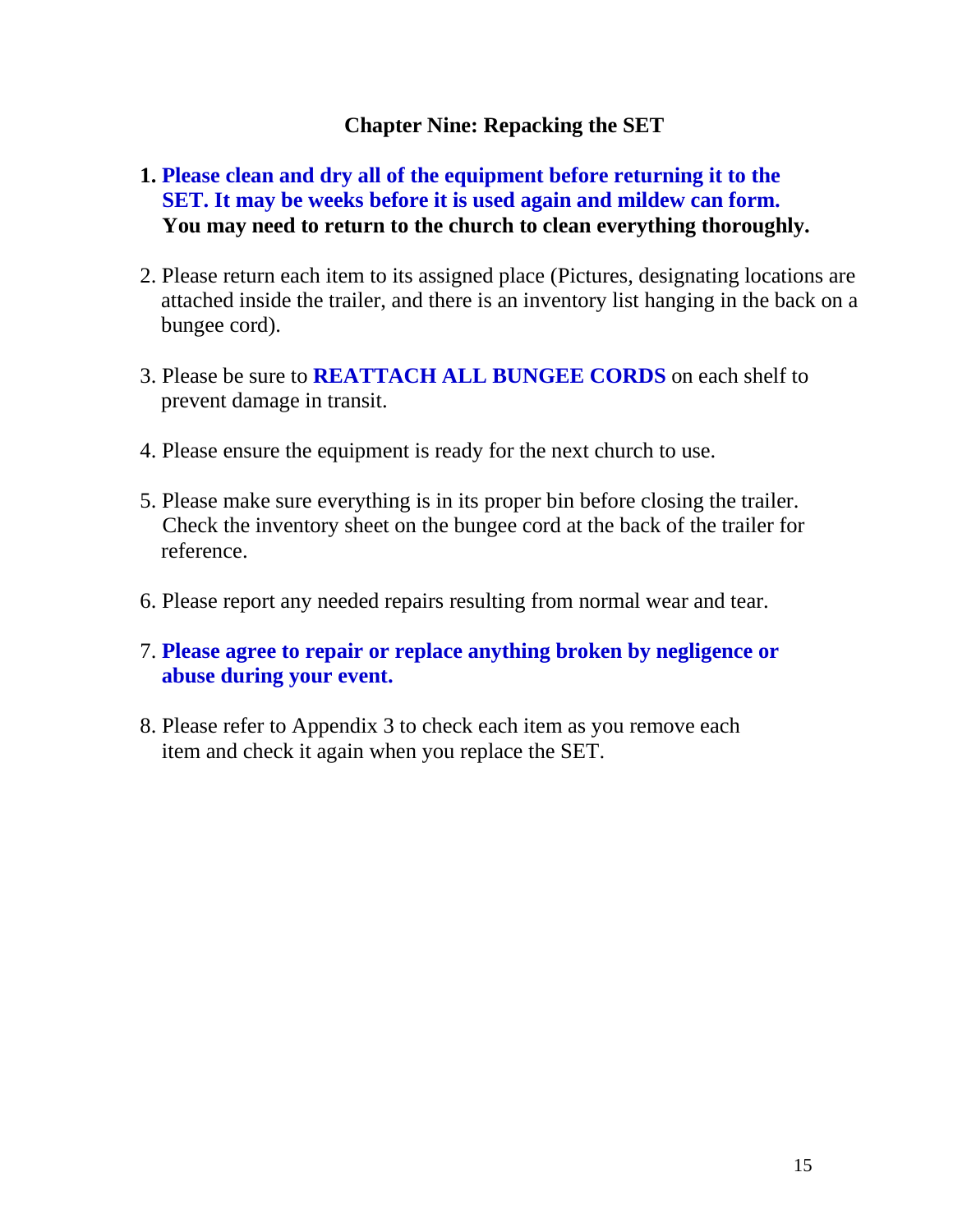## Chapter Nine: Repacking the SET

1. **Please clean and dry all of the equipment before returning it to the SET. It may be weeks before it is used again and mildew can form. You may need to return to the church to clean everything thoroughly.**

2. Please return each item to its assigned place (Pictures, designating locations are attached inside the trailer, and there is an inventory list hanging in the back on a bungee cord).

3. Please be sure to **REATTACH ALL BUNGEE CORDS** on each shelf to prevent damage in transit.

4. Please ensure the equipment is ready for the next church to use.

5. Please make sure everything is in its proper bin before closing the trailer. Check the inventory sheet on the bungee cord at the back of the trailer for reference.

6. Please report any needed repairs resulting from normal wear and tear.

7. **Please agree to repair or replace anything broken by negligence or abuse during your event.**

8. Please refer to Appendix 3 to check each item as you remove each item and check it again when you replace the SET.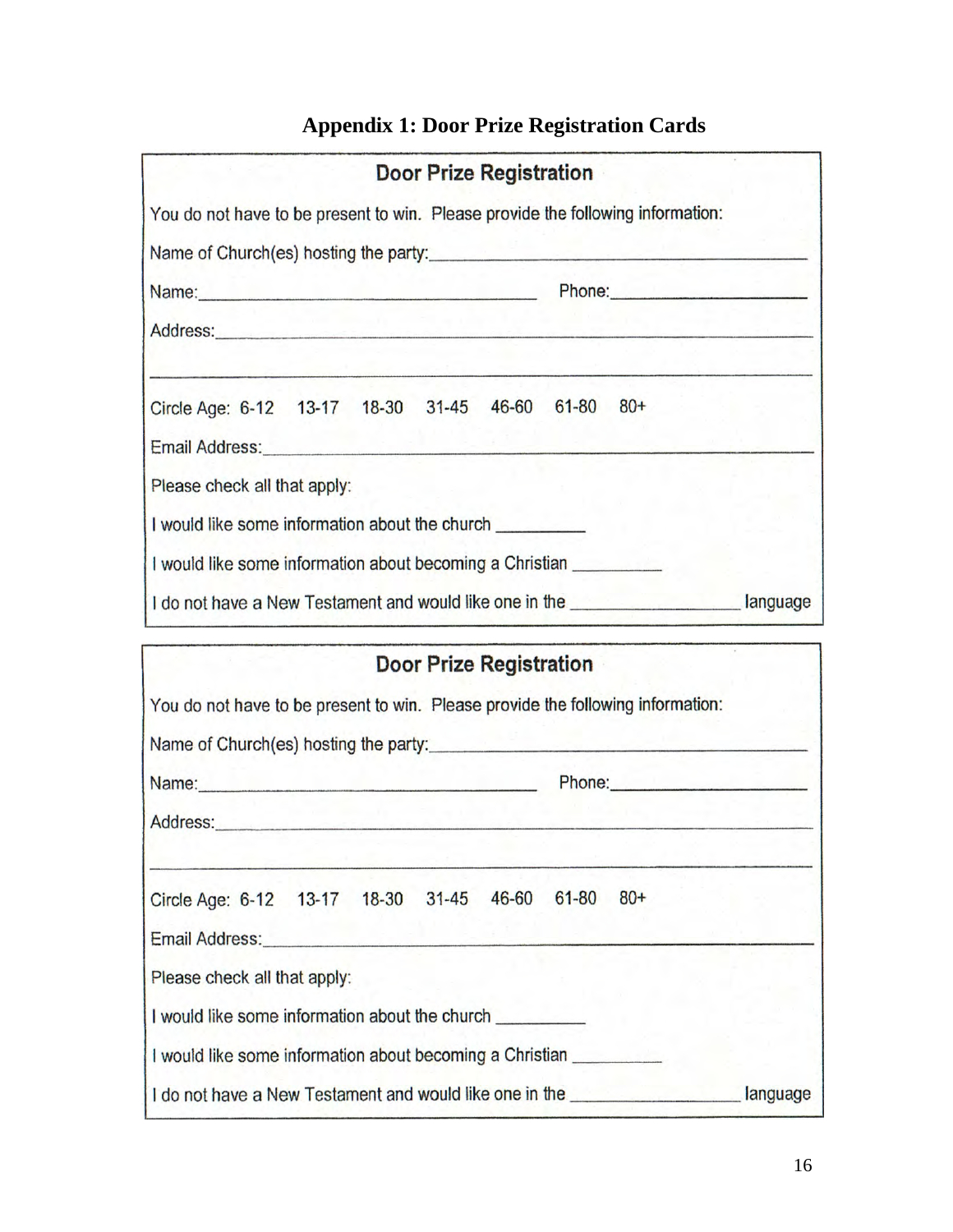## Appendix 1: Door Prize Registration Cards

### Door Prize Registration

You do not have to be present to win. Please provide the following information:

Name of Church(es) hosting the party:\_\_\_\_\_\_\_\_\_\_\_\_\_\_\_\_\_\_\_\_\_\_\_\_\_\_\_\_\_\_\_\_\_\_\_\_\_\_\_\_

Name:\_\_\_\_\_\_\_\_\_\_\_\_\_\_\_\_\_\_\_\_\_\_\_\_\_\_\_\_\_\_\_\_\_\_\_\_ Phone:\_\_\_\_\_\_\_\_\_\_\_\_\_\_\_\_\_\_\_\_\_\_

Address:\_\_\_\_\_\_\_\_\_\_\_\_\_\_\_\_\_\_\_\_\_\_\_\_\_\_\_\_\_\_\_\_\_\_\_\_\_\_\_\_\_\_\_\_\_\_\_\_\_\_\_\_\_\_\_\_\_\_\_\_\_\_\_\_

\_\_\_\_\_\_\_\_\_\_\_\_\_\_\_\_\_\_\_\_\_\_\_\_\_\_\_\_\_\_\_\_\_\_\_\_\_\_\_\_\_\_\_\_\_\_\_\_\_\_\_\_\_\_\_\_\_\_\_\_\_\_\_\_\_\_\_\_\_\_\_\_

Circle Age: 6-12 13-17 18-30 31-45 46-60 61-80 80+

Email Address:\_\_\_\_\_\_\_\_\_\_\_\_\_\_\_\_\_\_\_\_\_\_\_\_\_\_\_\_\_\_\_\_\_\_\_\_\_\_\_\_\_\_\_\_\_\_\_\_\_\_\_\_\_\_\_\_\_\_

Please check all that apply:

I would like some information about the church \_\_\_\_\_\_\_\_\_\_

I would like some information about becoming a Christian \_\_\_\_\_\_\_\_\_\_

I do not have a New Testament and would like one in the \_\_\_\_\_\_\_\_\_\_\_\_\_\_\_\_\_\_ language

### Door Prize Registration

You do not have to be present to win. Please provide the following information:

Name of Church(es) hosting the party:\_\_\_\_\_\_\_\_\_\_\_\_\_\_\_\_\_\_\_\_\_\_\_\_\_\_\_\_\_\_\_\_\_\_\_\_\_\_\_\_

Name:\_\_\_\_\_\_\_\_\_\_\_\_\_\_\_\_\_\_\_\_\_\_\_\_\_\_\_\_\_\_\_\_\_\_\_\_ Phone:\_\_\_\_\_\_\_\_\_\_\_\_\_\_\_\_\_\_\_\_\_\_

Address:\_\_\_\_\_\_\_\_\_\_\_\_\_\_\_\_\_\_\_\_\_\_\_\_\_\_\_\_\_\_\_\_\_\_\_\_\_\_\_\_\_\_\_\_\_\_\_\_\_\_\_\_\_\_\_\_\_\_\_\_\_\_\_\_

\_\_\_\_\_\_\_\_\_\_\_\_\_\_\_\_\_\_\_\_\_\_\_\_\_\_\_\_\_\_\_\_\_\_\_\_\_\_\_\_\_\_\_\_\_\_\_\_\_\_\_\_\_\_\_\_\_\_\_\_\_\_\_\_\_\_\_\_\_\_\_\_

Circle Age: 6-12 13-17 18-30 31-45 46-60 61-80 80+

Email Address:\_\_\_\_\_\_\_\_\_\_\_\_\_\_\_\_\_\_\_\_\_\_\_\_\_\_\_\_\_\_\_\_\_\_\_\_\_\_\_\_\_\_\_\_\_\_\_\_\_\_\_\_\_\_\_\_\_\_

Please check all that apply:

I would like some information about the church \_\_\_\_\_\_\_\_\_\_

I would like some information about becoming a Christian \_\_\_\_\_\_\_\_\_\_

I do not have a New Testament and would like one in the \_\_\_\_\_\_\_\_\_\_\_\_\_\_\_\_\_\_ language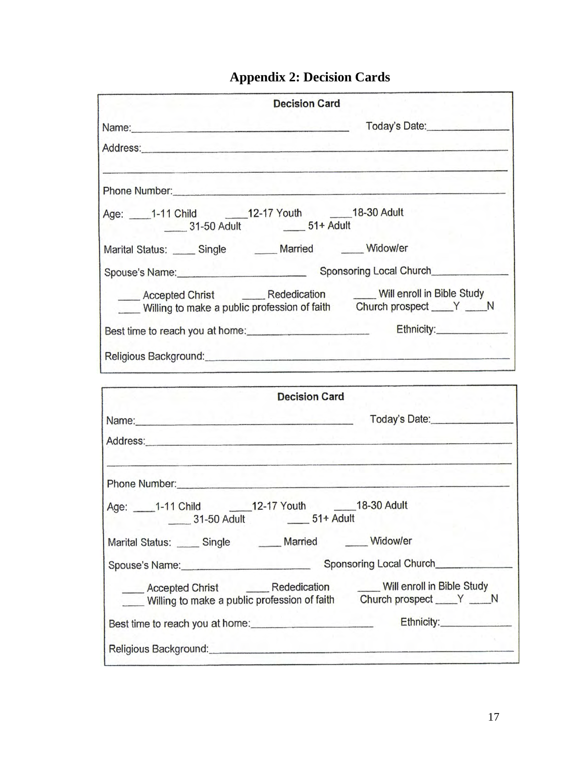# Appendix 2: Decision Cards

**Decision Card**

Name:______________________________________ Today's Date:______________

Address:________________________________________________________________

________________________________________________________________________

Phone Number:___________________________________________________________

Age: ____1-11 Child ____12-17 Youth ____18-30 Adult ____ 31-50 Adult ____ 51+ Adult

Marital Status: ____ Single ____ Married ____ Widow/er

Spouse's Name:______________________ Sponsoring Local Church_____________

____ Accepted Christ ____ Rededication ____ Will enroll in Bible Study

____ Willing to make a public profession of faith Church prospect ____Y ____N

Best time to reach you at home:____________________ Ethnicity:____________

Religious Background:___________________________________________________

**Decision Card**

Name:______________________________________ Today's Date:______________

Address:________________________________________________________________

________________________________________________________________________

Phone Number:___________________________________________________________

Age: ____1-11 Child ____12-17 Youth ____18-30 Adult ____ 31-50 Adult ____ 51+ Adult

Marital Status: ____ Single ____ Married ____ Widow/er

Spouse's Name:______________________ Sponsoring Local Church_____________

____ Accepted Christ ____ Rededication ____ Will enroll in Bible Study

____ Willing to make a public profession of faith Church prospect ____Y ____N

Best time to reach you at home:____________________ Ethnicity:____________

Religious Background:___________________________________________________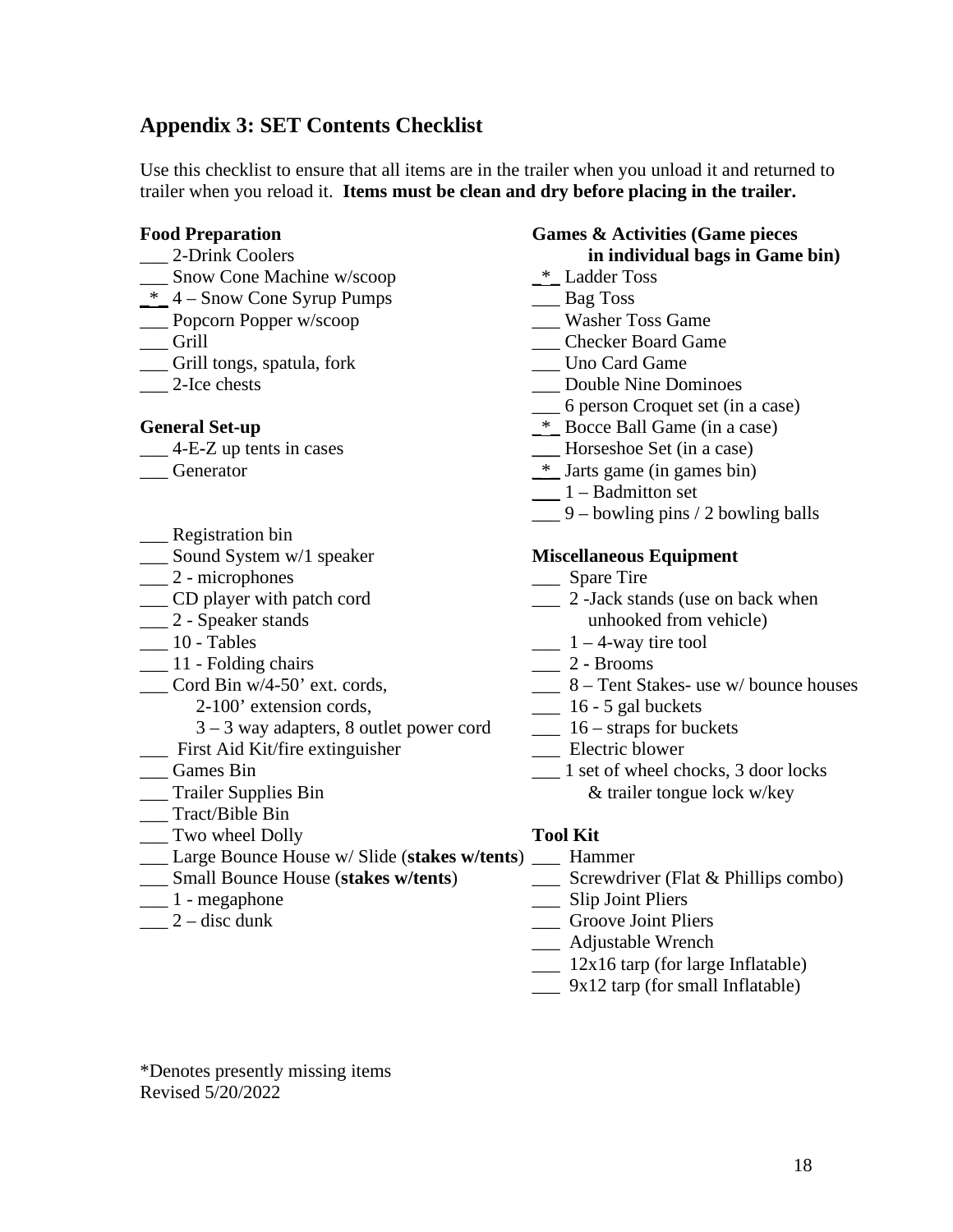## Appendix 3: SET Contents Checklist

Use this checklist to ensure that all items are in the trailer when you unload it and returned to trailer when you reload it. **Items must be clean and dry before placing in the trailer.**

**Food Preparation**

- ___ 2-Drink Coolers
- ___ Snow Cone Machine w/scoop
- _*_ 4 – Snow Cone Syrup Pumps
- ___ Popcorn Popper w/scoop
- ___ Grill
- ___ Grill tongs, spatula, fork
- ___ 2-Ice chests

**General Set-up**

- ___ 4-E-Z up tents in cases
- ___ Generator
- ___ Registration bin
- ___ Sound System w/1 speaker
- ___ 2 - microphones
- ___ CD player with patch cord
- ___ 2 - Speaker stands
- ___ 10 - Tables
- ___ 11 - Folding chairs
- ___ Cord Bin w/4-50' ext. cords,
  2-100' extension cords,
  3 – 3 way adapters, 8 outlet power cord
- ___ First Aid Kit/fire extinguisher
- ___ Games Bin
- ___ Trailer Supplies Bin
- ___ Tract/Bible Bin
- ___ Two wheel Dolly
- ___ Large Bounce House w/ Slide (**stakes w/tents**)
- ___ Small Bounce House (**stakes w/tents**)
- ___ 1 - megaphone
- ___ 2 – disc dunk

**Games & Activities (Game pieces in individual bags in Game bin)**

- _*_ Ladder Toss
- ___ Bag Toss
- ___ Washer Toss Game
- ___ Checker Board Game
- ___ Uno Card Game
- ___ Double Nine Dominoes
- ___ 6 person Croquet set (in a case)
- _*_ Bocce Ball Game (in a case)
- ___ Horseshoe Set (in a case)
- _*_ Jarts game (in games bin)
- ___ 1 – Badmitton set
- ___ 9 – bowling pins / 2 bowling balls

**Miscellaneous Equipment**

- ___ Spare Tire
- ___ 2 -Jack stands (use on back when unhooked from vehicle)
- ___ 1 – 4-way tire tool
- ___ 2 - Brooms
- ___ 8 – Tent Stakes- use w/ bounce houses
- ___ 16 - 5 gal buckets
- ___ 16 – straps for buckets
- ___ Electric blower
- ___ 1 set of wheel chocks, 3 door locks & trailer tongue lock w/key

**Tool Kit**

- ___ Hammer
- ___ Screwdriver (Flat & Phillips combo)
- ___ Slip Joint Pliers
- ___ Groove Joint Pliers
- ___ Adjustable Wrench
- ___ 12x16 tarp (for large Inflatable)
- ___ 9x12 tarp (for small Inflatable)

*Denotes presently missing items
Revised 5/20/2022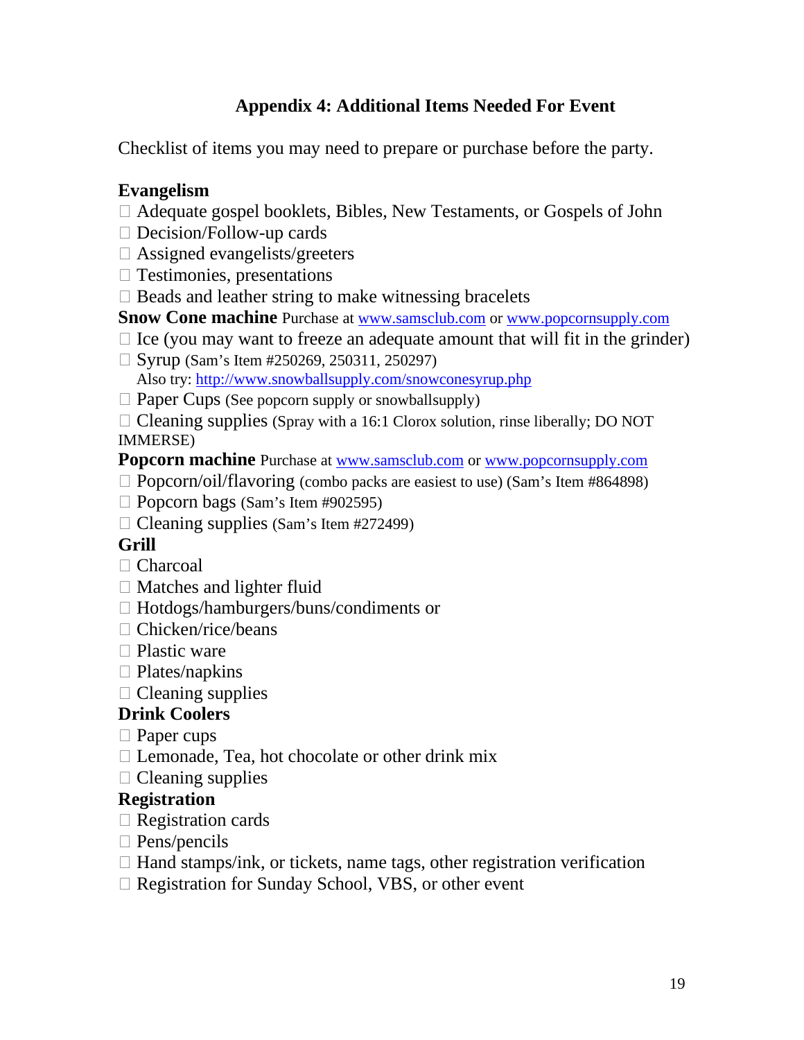## Appendix 4: Additional Items Needed For Event

Checklist of items you may need to prepare or purchase before the party.

**Evangelism**

- ☐ Adequate gospel booklets, Bibles, New Testaments, or Gospels of John
- ☐ Decision/Follow-up cards
- ☐ Assigned evangelists/greeters
- ☐ Testimonies, presentations
- ☐ Beads and leather string to make witnessing bracelets

**Snow Cone machine** Purchase at www.samsclub.com or www.popcornsupply.com

- ☐ Ice (you may want to freeze an adequate amount that will fit in the grinder)
- ☐ Syrup (Sam's Item #250269, 250311, 250297)
  Also try: http://www.snowballsupply.com/snowconesyrup.php
- ☐ Paper Cups (See popcorn supply or snowballsupply)
- ☐ Cleaning supplies (Spray with a 16:1 Clorox solution, rinse liberally; DO NOT IMMERSE)

**Popcorn machine** Purchase at www.samsclub.com or www.popcornsupply.com

- ☐ Popcorn/oil/flavoring (combo packs are easiest to use) (Sam's Item #864898)
- ☐ Popcorn bags (Sam's Item #902595)
- ☐ Cleaning supplies (Sam's Item #272499)

**Grill**

- ☐ Charcoal
- ☐ Matches and lighter fluid
- ☐ Hotdogs/hamburgers/buns/condiments or
- ☐ Chicken/rice/beans
- ☐ Plastic ware
- ☐ Plates/napkins
- ☐ Cleaning supplies

**Drink Coolers**

- ☐ Paper cups
- ☐ Lemonade, Tea, hot chocolate or other drink mix
- ☐ Cleaning supplies

**Registration**

- ☐ Registration cards
- ☐ Pens/pencils
- ☐ Hand stamps/ink, or tickets, name tags, other registration verification
- ☐ Registration for Sunday School, VBS, or other event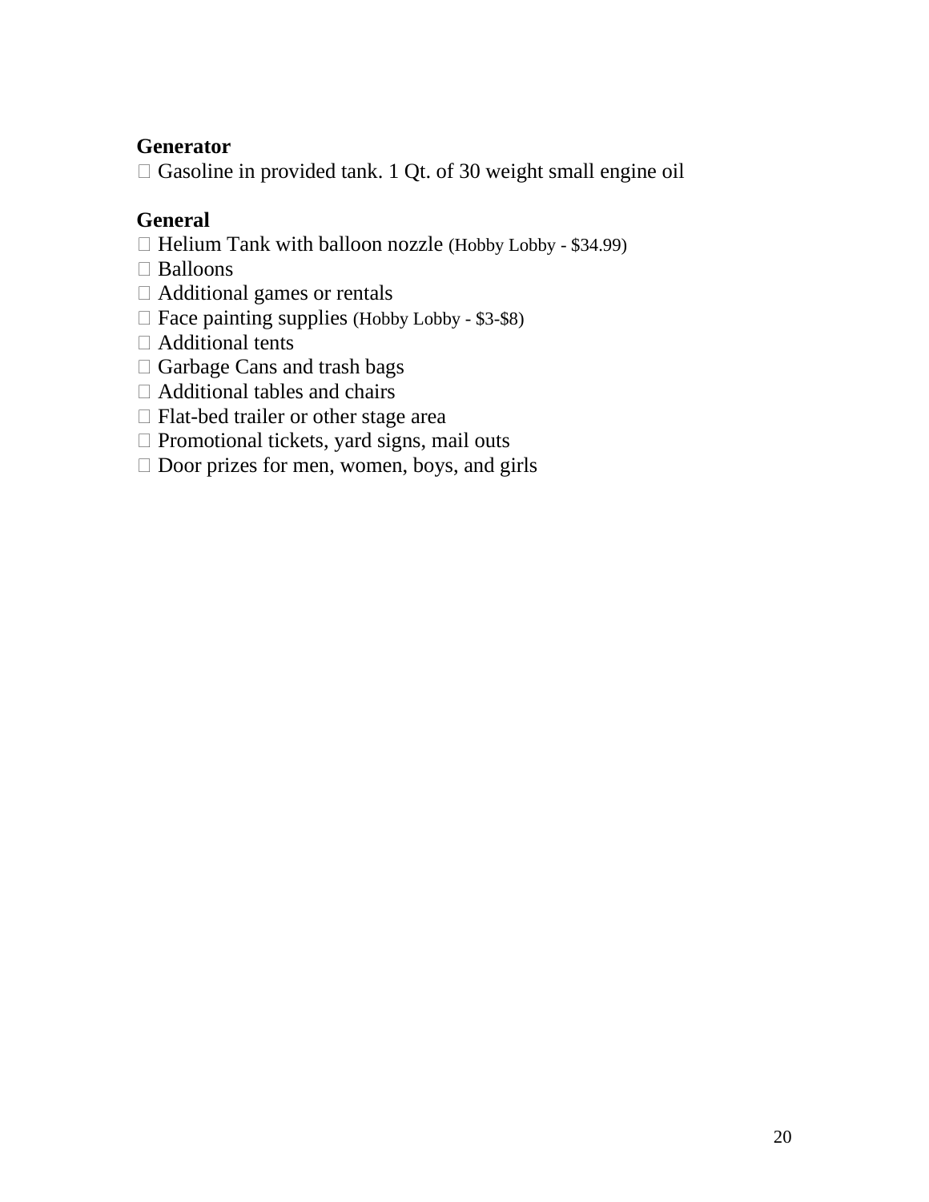**Generator**

- Gasoline in provided tank. 1 Qt. of 30 weight small engine oil

**General**

- Helium Tank with balloon nozzle (Hobby Lobby - $34.99)
- Balloons
- Additional games or rentals
- Face painting supplies (Hobby Lobby - $3-$8)
- Additional tents
- Garbage Cans and trash bags
- Additional tables and chairs
- Flat-bed trailer or other stage area
- Promotional tickets, yard signs, mail outs
- Door prizes for men, women, boys, and girls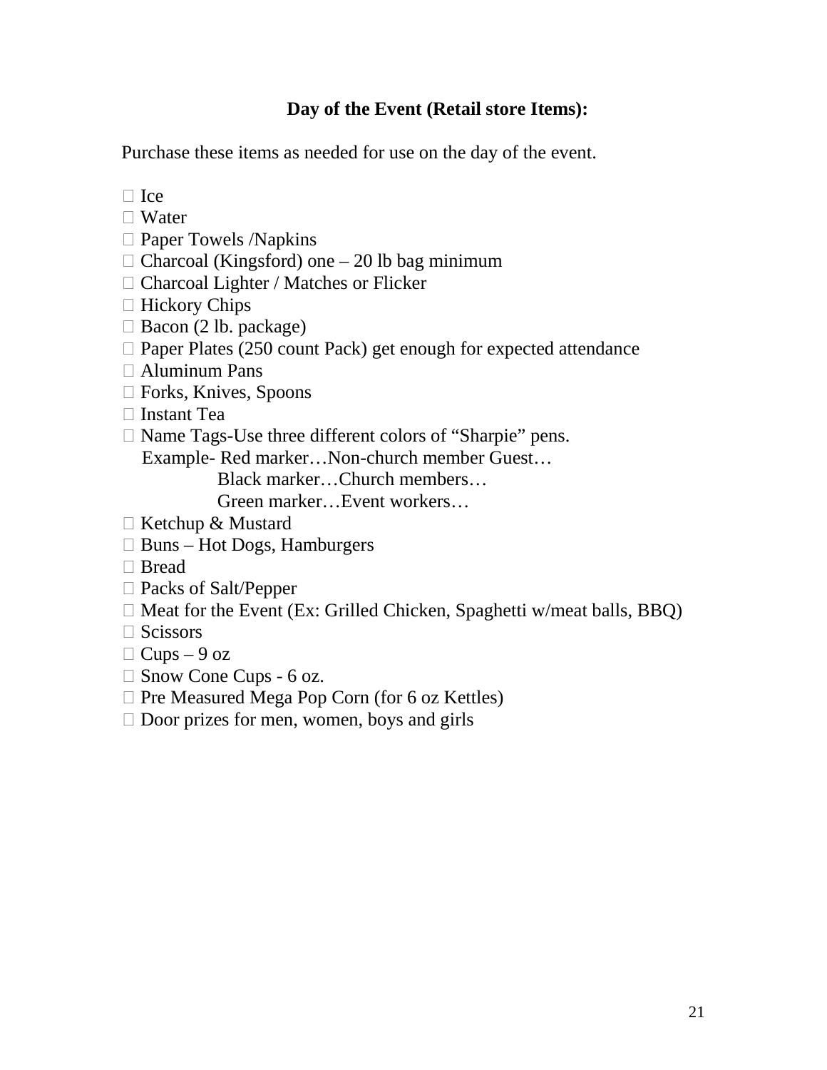### Day of the Event (Retail store Items):

Purchase these items as needed for use on the day of the event.

- Ice
- Water
- Paper Towels /Napkins
- Charcoal (Kingsford) one – 20 lb bag minimum
- Charcoal Lighter / Matches or Flicker
- Hickory Chips
- Bacon (2 lb. package)
- Paper Plates (250 count Pack) get enough for expected attendance
- Aluminum Pans
- Forks, Knives, Spoons
- Instant Tea
- Name Tags-Use three different colors of "Sharpie" pens.
  Example- Red marker…Non-church member Guest…
  Black marker…Church members…
  Green marker…Event workers…
- Ketchup & Mustard
- Buns – Hot Dogs, Hamburgers
- Bread
- Packs of Salt/Pepper
- Meat for the Event (Ex: Grilled Chicken, Spaghetti w/meat balls, BBQ)
- Scissors
- Cups – 9 oz
- Snow Cone Cups - 6 oz.
- Pre Measured Mega Pop Corn (for 6 oz Kettles)
- Door prizes for men, women, boys and girls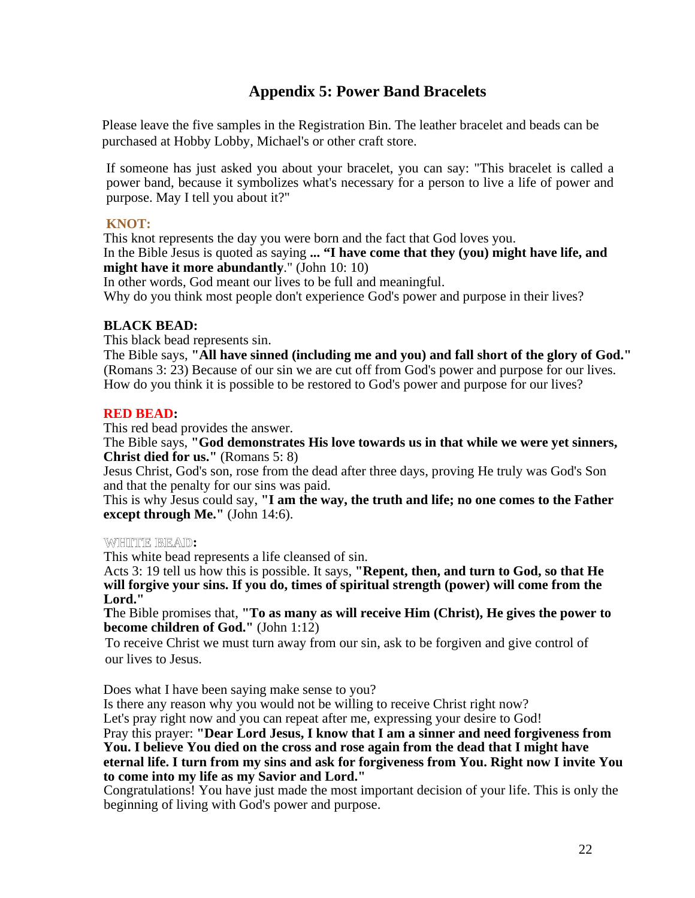## Appendix 5: Power Band Bracelets

Please leave the five samples in the Registration Bin. The leather bracelet and beads can be purchased at Hobby Lobby, Michael's or other craft store.

If someone has just asked you about your bracelet, you can say: "This bracelet is called a power band, because it symbolizes what's necessary for a person to live a life of power and purpose. May I tell you about it?"

**KNOT:**

This knot represents the day you were born and the fact that God loves you.
In the Bible Jesus is quoted as saying **... "I have come that they (you) might have life, and might have it more abundantly**." (John 10: 10)
In other words, God meant our lives to be full and meaningful.
Why do you think most people don't experience God's power and purpose in their lives?

**BLACK BEAD:**

This black bead represents sin.
The Bible says, **"All have sinned (including me and you) and fall short of the glory of God."** (Romans 3: 23) Because of our sin we are cut off from God's power and purpose for our lives.
How do you think it is possible to be restored to God's power and purpose for our lives?

**RED BEAD:**

This red bead provides the answer.
The Bible says, **"God demonstrates His love towards us in that while we were yet sinners, Christ died for us."** (Romans 5: 8)
Jesus Christ, God's son, rose from the dead after three days, proving He truly was God's Son and that the penalty for our sins was paid.
This is why Jesus could say, **"I am the way, the truth and life; no one comes to the Father except through Me."** (John 14:6).

**WHITE BEAD:**

This white bead represents a life cleansed of sin.
Acts 3: 19 tell us how this is possible. It says, **"Repent, then, and turn to God, so that He will forgive your sins. If you do, times of spiritual strength (power) will come from the Lord."**
**T**he Bible promises that, **"To as many as will receive Him (Christ), He gives the power to become children of God."** (John 1:12)
To receive Christ we must turn away from our sin, ask to be forgiven and give control of our lives to Jesus.

Does what I have been saying make sense to you?
Is there any reason why you would not be willing to receive Christ right now?
Let's pray right now and you can repeat after me, expressing your desire to God!
Pray this prayer: **"Dear Lord Jesus, I know that I am a sinner and need forgiveness from You. I believe You died on the cross and rose again from the dead that I might have eternal life. I turn from my sins and ask for forgiveness from You. Right now I invite You to come into my life as my Savior and Lord."**
Congratulations! You have just made the most important decision of your life. This is only the beginning of living with God's power and purpose.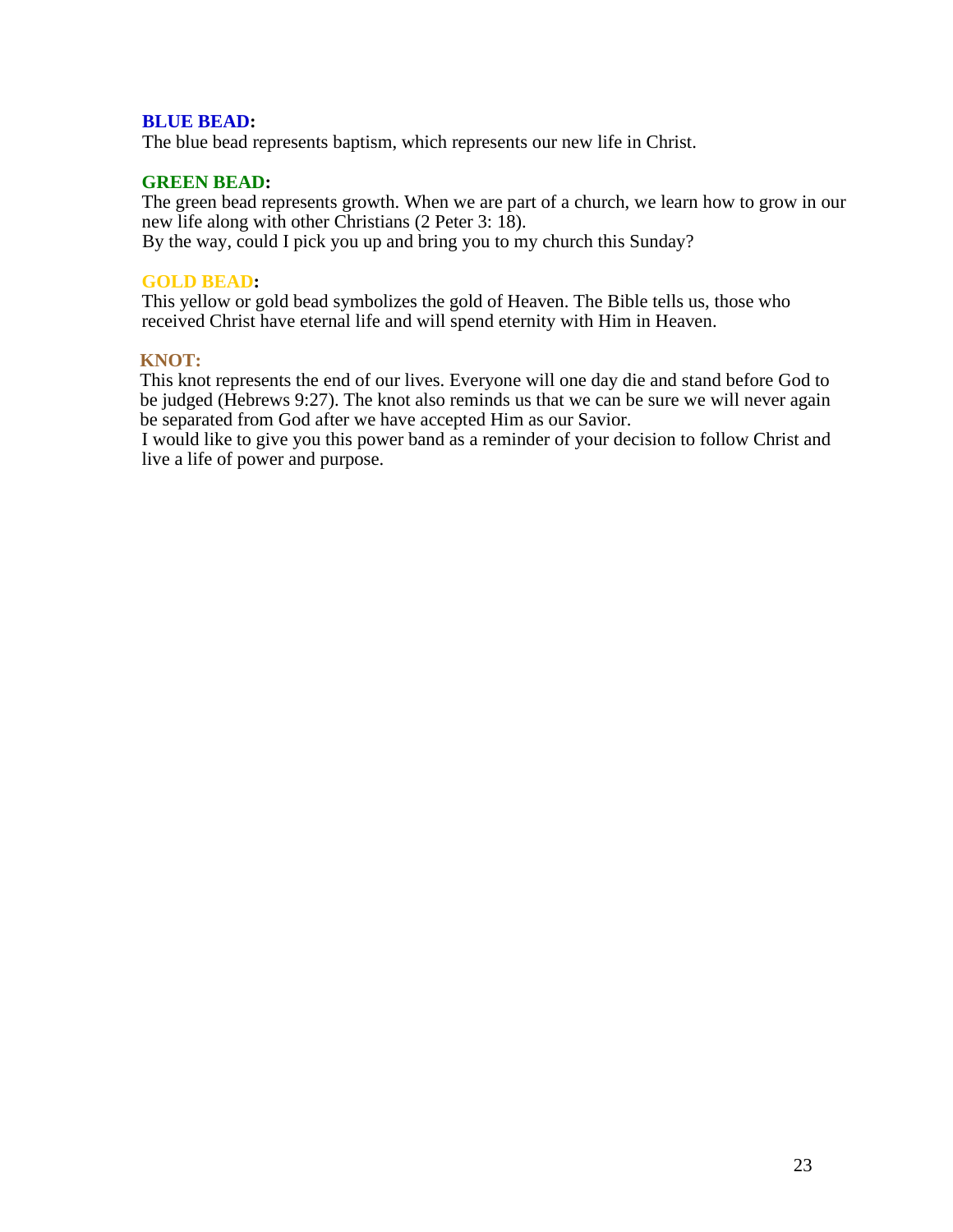**BLUE BEAD:**
The blue bead represents baptism, which represents our new life in Christ.

**GREEN BEAD:**
The green bead represents growth. When we are part of a church, we learn how to grow in our new life along with other Christians (2 Peter 3: 18).
By the way, could I pick you up and bring you to my church this Sunday?

**GOLD BEAD:**
This yellow or gold bead symbolizes the gold of Heaven. The Bible tells us, those who received Christ have eternal life and will spend eternity with Him in Heaven.

**KNOT:**
This knot represents the end of our lives. Everyone will one day die and stand before God to be judged (Hebrews 9:27). The knot also reminds us that we can be sure we will never again be separated from God after we have accepted Him as our Savior.
I would like to give you this power band as a reminder of your decision to follow Christ and live a life of power and purpose.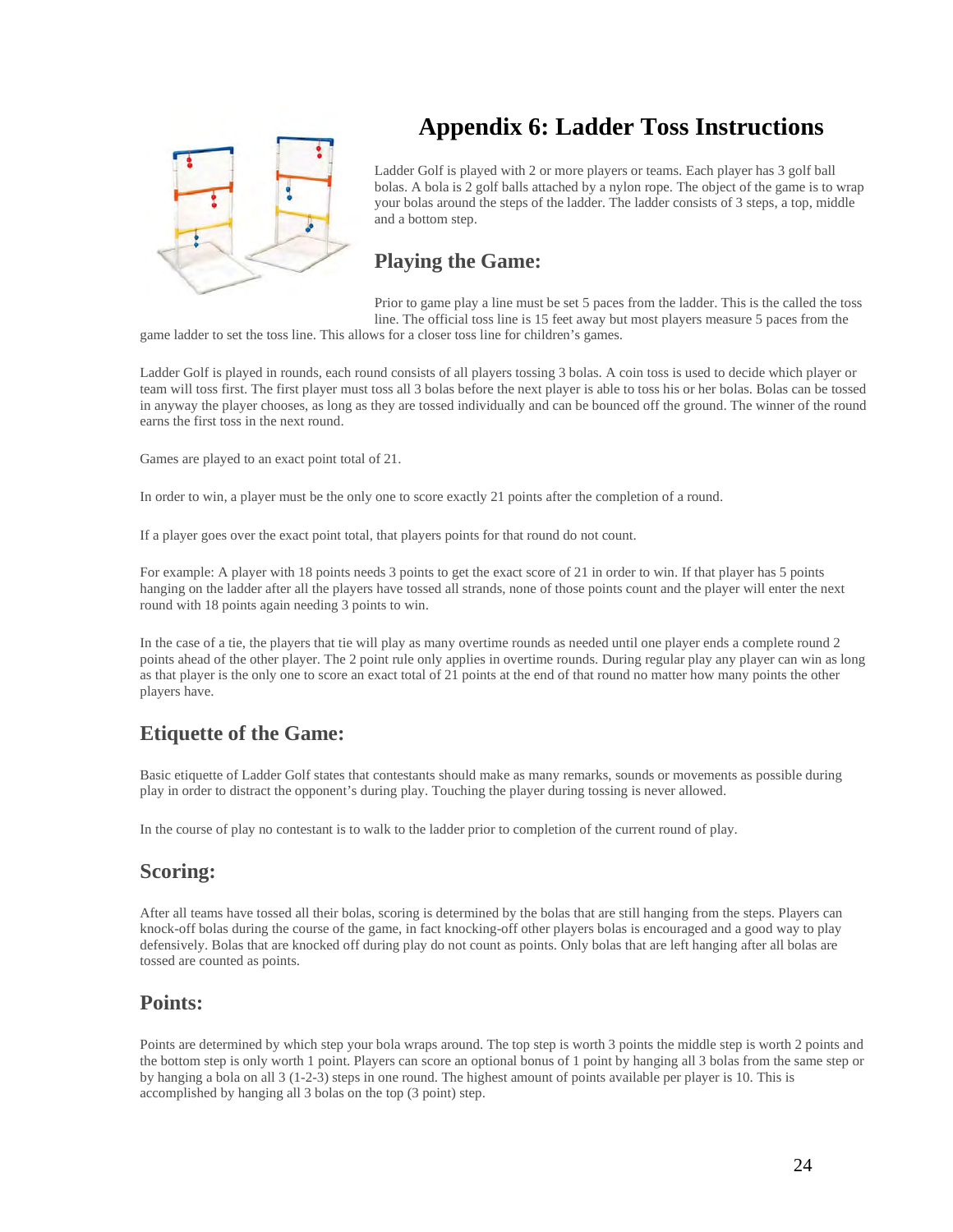# Appendix 6: Ladder Toss Instructions

Ladder Golf is played with 2 or more players or teams. Each player has 3 golf ball bolas. A bola is 2 golf balls attached by a nylon rope. The object of the game is to wrap your bolas around the steps of the ladder. The ladder consists of 3 steps, a top, middle and a bottom step.

## Playing the Game:

Prior to game play a line must be set 5 paces from the ladder. This is the called the toss line. The official toss line is 15 feet away but most players measure 5 paces from the game ladder to set the toss line. This allows for a closer toss line for children's games.

Ladder Golf is played in rounds, each round consists of all players tossing 3 bolas. A coin toss is used to decide which player or team will toss first. The first player must toss all 3 bolas before the next player is able to toss his or her bolas. Bolas can be tossed in anyway the player chooses, as long as they are tossed individually and can be bounced off the ground. The winner of the round earns the first toss in the next round.

Games are played to an exact point total of 21.

In order to win, a player must be the only one to score exactly 21 points after the completion of a round.

If a player goes over the exact point total, that players points for that round do not count.

For example: A player with 18 points needs 3 points to get the exact score of 21 in order to win. If that player has 5 points hanging on the ladder after all the players have tossed all strands, none of those points count and the player will enter the next round with 18 points again needing 3 points to win.

In the case of a tie, the players that tie will play as many overtime rounds as needed until one player ends a complete round 2 points ahead of the other player. The 2 point rule only applies in overtime rounds. During regular play any player can win as long as that player is the only one to score an exact total of 21 points at the end of that round no matter how many points the other players have.

## Etiquette of the Game:

Basic etiquette of Ladder Golf states that contestants should make as many remarks, sounds or movements as possible during play in order to distract the opponent's during play. Touching the player during tossing is never allowed.

In the course of play no contestant is to walk to the ladder prior to completion of the current round of play.

## Scoring:

After all teams have tossed all their bolas, scoring is determined by the bolas that are still hanging from the steps. Players can knock-off bolas during the course of the game, in fact knocking-off other players bolas is encouraged and a good way to play defensively. Bolas that are knocked off during play do not count as points. Only bolas that are left hanging after all bolas are tossed are counted as points.

## Points:

Points are determined by which step your bola wraps around. The top step is worth 3 points the middle step is worth 2 points and the bottom step is only worth 1 point. Players can score an optional bonus of 1 point by hanging all 3 bolas from the same step or by hanging a bola on all 3 (1-2-3) steps in one round. The highest amount of points available per player is 10. This is accomplished by hanging all 3 bolas on the top (3 point) step.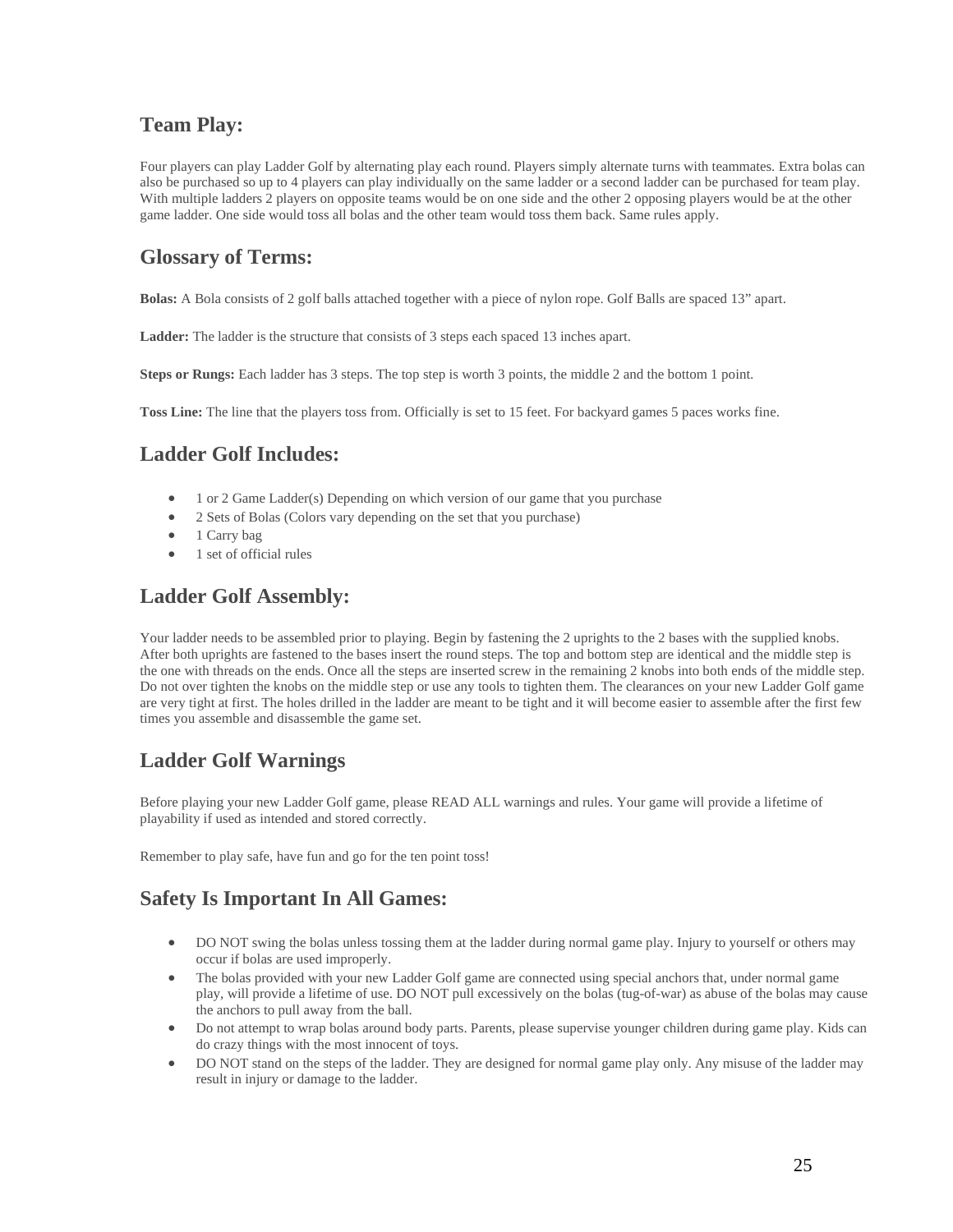## Team Play:

Four players can play Ladder Golf by alternating play each round. Players simply alternate turns with teammates. Extra bolas can also be purchased so up to 4 players can play individually on the same ladder or a second ladder can be purchased for team play. With multiple ladders 2 players on opposite teams would be on one side and the other 2 opposing players would be at the other game ladder. One side would toss all bolas and the other team would toss them back. Same rules apply.

## Glossary of Terms:

**Bolas:** A Bola consists of 2 golf balls attached together with a piece of nylon rope. Golf Balls are spaced 13" apart.

**Ladder:** The ladder is the structure that consists of 3 steps each spaced 13 inches apart.

**Steps or Rungs:** Each ladder has 3 steps. The top step is worth 3 points, the middle 2 and the bottom 1 point.

**Toss Line:** The line that the players toss from. Officially is set to 15 feet. For backyard games 5 paces works fine.

## Ladder Golf Includes:

- 1 or 2 Game Ladder(s) Depending on which version of our game that you purchase
- 2 Sets of Bolas (Colors vary depending on the set that you purchase)
- 1 Carry bag
- 1 set of official rules

## Ladder Golf Assembly:

Your ladder needs to be assembled prior to playing. Begin by fastening the 2 uprights to the 2 bases with the supplied knobs. After both uprights are fastened to the bases insert the round steps. The top and bottom step are identical and the middle step is the one with threads on the ends. Once all the steps are inserted screw in the remaining 2 knobs into both ends of the middle step. Do not over tighten the knobs on the middle step or use any tools to tighten them. The clearances on your new Ladder Golf game are very tight at first. The holes drilled in the ladder are meant to be tight and it will become easier to assemble after the first few times you assemble and disassemble the game set.

## Ladder Golf Warnings

Before playing your new Ladder Golf game, please READ ALL warnings and rules. Your game will provide a lifetime of playability if used as intended and stored correctly.

Remember to play safe, have fun and go for the ten point toss!

## Safety Is Important In All Games:

- DO NOT swing the bolas unless tossing them at the ladder during normal game play. Injury to yourself or others may occur if bolas are used improperly.
- The bolas provided with your new Ladder Golf game are connected using special anchors that, under normal game play, will provide a lifetime of use. DO NOT pull excessively on the bolas (tug-of-war) as abuse of the bolas may cause the anchors to pull away from the ball.
- Do not attempt to wrap bolas around body parts. Parents, please supervise younger children during game play. Kids can do crazy things with the most innocent of toys.
- DO NOT stand on the steps of the ladder. They are designed for normal game play only. Any misuse of the ladder may result in injury or damage to the ladder.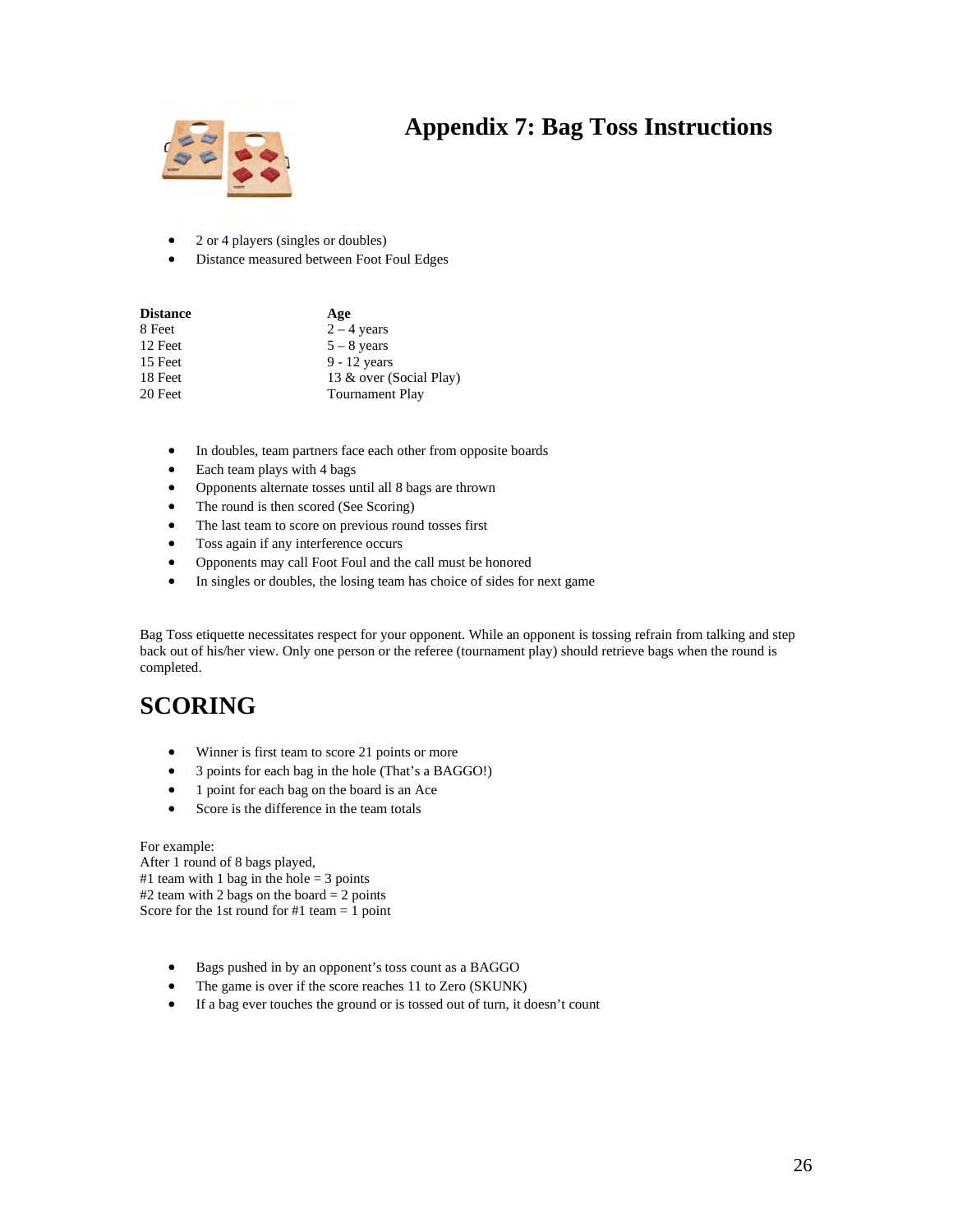# Appendix 7: Bag Toss Instructions

- 2 or 4 players (singles or doubles)
- Distance measured between Foot Foul Edges

| Distance | Age |
|---|---|
| 8 Feet | 2 – 4 years |
| 12 Feet | 5 – 8 years |
| 15 Feet | 9 - 12 years |
| 18 Feet | 13 & over (Social Play) |
| 20 Feet | Tournament Play |

- In doubles, team partners face each other from opposite boards
- Each team plays with 4 bags
- Opponents alternate tosses until all 8 bags are thrown
- The round is then scored (See Scoring)
- The last team to score on previous round tosses first
- Toss again if any interference occurs
- Opponents may call Foot Foul and the call must be honored
- In singles or doubles, the losing team has choice of sides for next game

Bag Toss etiquette necessitates respect for your opponent. While an opponent is tossing refrain from talking and step back out of his/her view. Only one person or the referee (tournament play) should retrieve bags when the round is completed.

## SCORING

- Winner is first team to score 21 points or more
- 3 points for each bag in the hole (That's a BAGGO!)
- 1 point for each bag on the board is an Ace
- Score is the difference in the team totals

For example:
After 1 round of 8 bags played,
#1 team with 1 bag in the hole = 3 points
#2 team with 2 bags on the board = 2 points
Score for the 1st round for #1 team = 1 point

- Bags pushed in by an opponent's toss count as a BAGGO
- The game is over if the score reaches 11 to Zero (SKUNK)
- If a bag ever touches the ground or is tossed out of turn, it doesn't count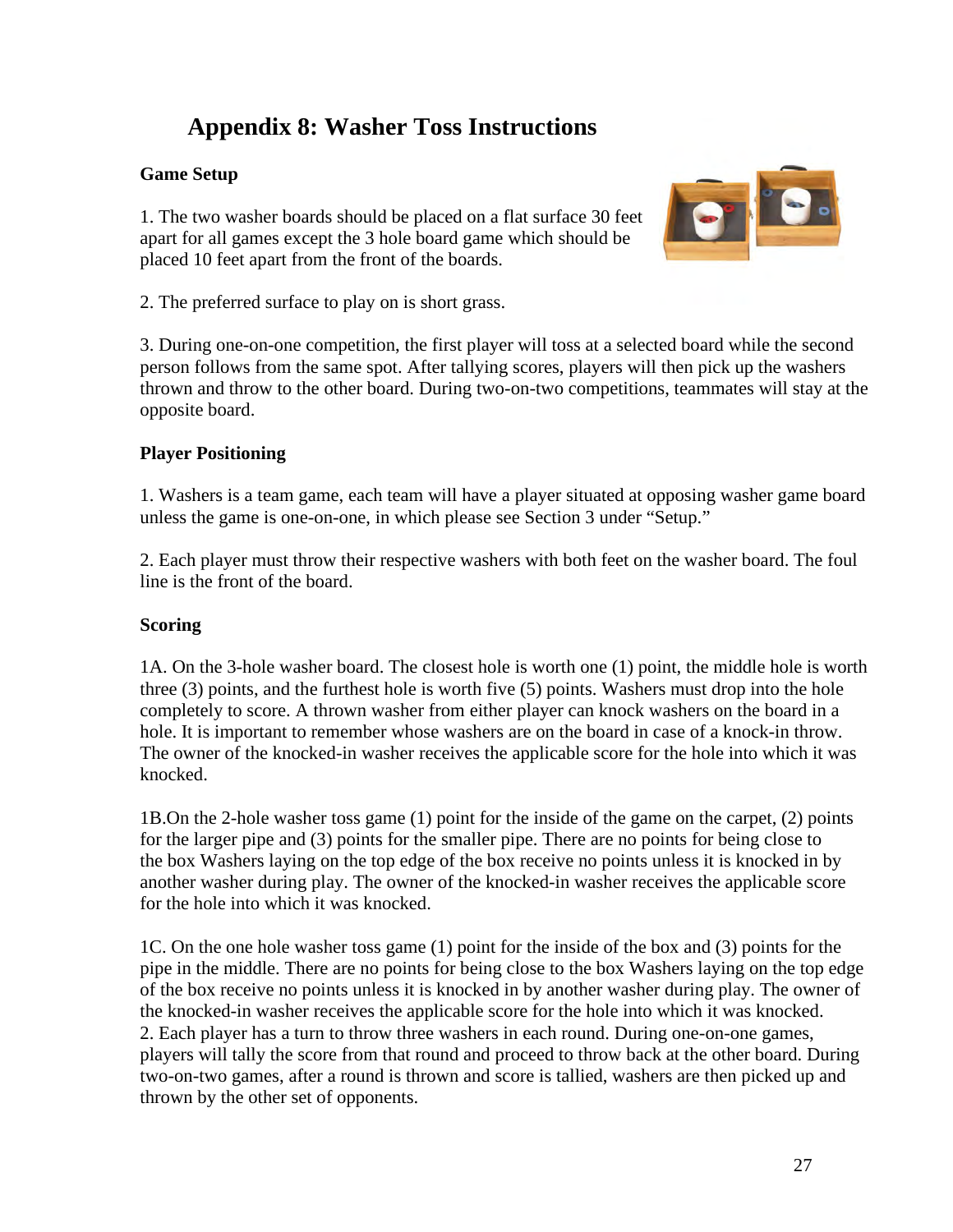# Appendix 8: Washer Toss Instructions

**Game Setup**

1. The two washer boards should be placed on a flat surface 30 feet apart for all games except the 3 hole board game which should be placed 10 feet apart from the front of the boards.

2. The preferred surface to play on is short grass.

3. During one-on-one competition, the first player will toss at a selected board while the second person follows from the same spot. After tallying scores, players will then pick up the washers thrown and throw to the other board. During two-on-two competitions, teammates will stay at the opposite board.

**Player Positioning**

1. Washers is a team game, each team will have a player situated at opposing washer game board unless the game is one-on-one, in which please see Section 3 under "Setup."

2. Each player must throw their respective washers with both feet on the washer board. The foul line is the front of the board.

**Scoring**

1A. On the 3-hole washer board. The closest hole is worth one (1) point, the middle hole is worth three (3) points, and the furthest hole is worth five (5) points. Washers must drop into the hole completely to score. A thrown washer from either player can knock washers on the board in a hole. It is important to remember whose washers are on the board in case of a knock-in throw. The owner of the knocked-in washer receives the applicable score for the hole into which it was knocked.

1B.On the 2-hole washer toss game (1) point for the inside of the game on the carpet, (2) points for the larger pipe and (3) points for the smaller pipe. There are no points for being close to the box Washers laying on the top edge of the box receive no points unless it is knocked in by another washer during play. The owner of the knocked-in washer receives the applicable score for the hole into which it was knocked.

1C. On the one hole washer toss game (1) point for the inside of the box and (3) points for the pipe in the middle. There are no points for being close to the box Washers laying on the top edge of the box receive no points unless it is knocked in by another washer during play. The owner of the knocked-in washer receives the applicable score for the hole into which it was knocked.

2. Each player has a turn to throw three washers in each round. During one-on-one games, players will tally the score from that round and proceed to throw back at the other board. During two-on-two games, after a round is thrown and score is tallied, washers are then picked up and thrown by the other set of opponents.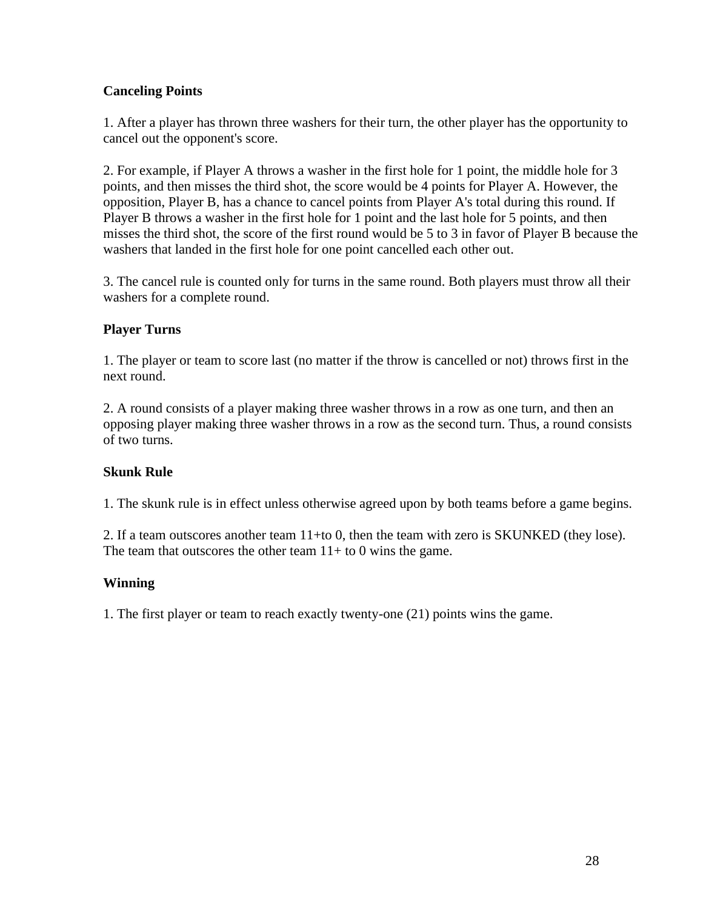**Canceling Points**

1. After a player has thrown three washers for their turn, the other player has the opportunity to cancel out the opponent's score.

2. For example, if Player A throws a washer in the first hole for 1 point, the middle hole for 3 points, and then misses the third shot, the score would be 4 points for Player A. However, the opposition, Player B, has a chance to cancel points from Player A's total during this round. If Player B throws a washer in the first hole for 1 point and the last hole for 5 points, and then misses the third shot, the score of the first round would be 5 to 3 in favor of Player B because the washers that landed in the first hole for one point cancelled each other out.

3. The cancel rule is counted only for turns in the same round. Both players must throw all their washers for a complete round.

**Player Turns**

1. The player or team to score last (no matter if the throw is cancelled or not) throws first in the next round.

2. A round consists of a player making three washer throws in a row as one turn, and then an opposing player making three washer throws in a row as the second turn. Thus, a round consists of two turns.

**Skunk Rule**

1. The skunk rule is in effect unless otherwise agreed upon by both teams before a game begins.

2. If a team outscores another team 11+to 0, then the team with zero is SKUNKED (they lose). The team that outscores the other team 11+ to 0 wins the game.

**Winning**

1. The first player or team to reach exactly twenty-one (21) points wins the game.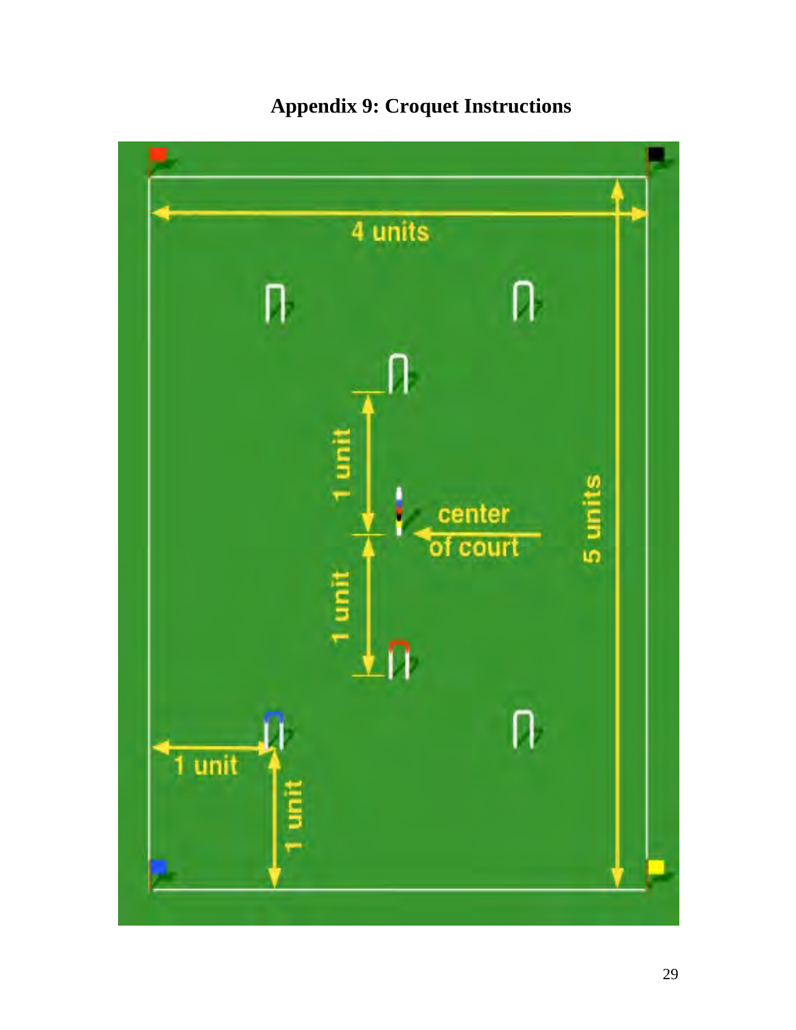# Appendix 9: Croquet Instructions

4 units

1 unit

center of court

5 units

1 unit

1 unit

1 unit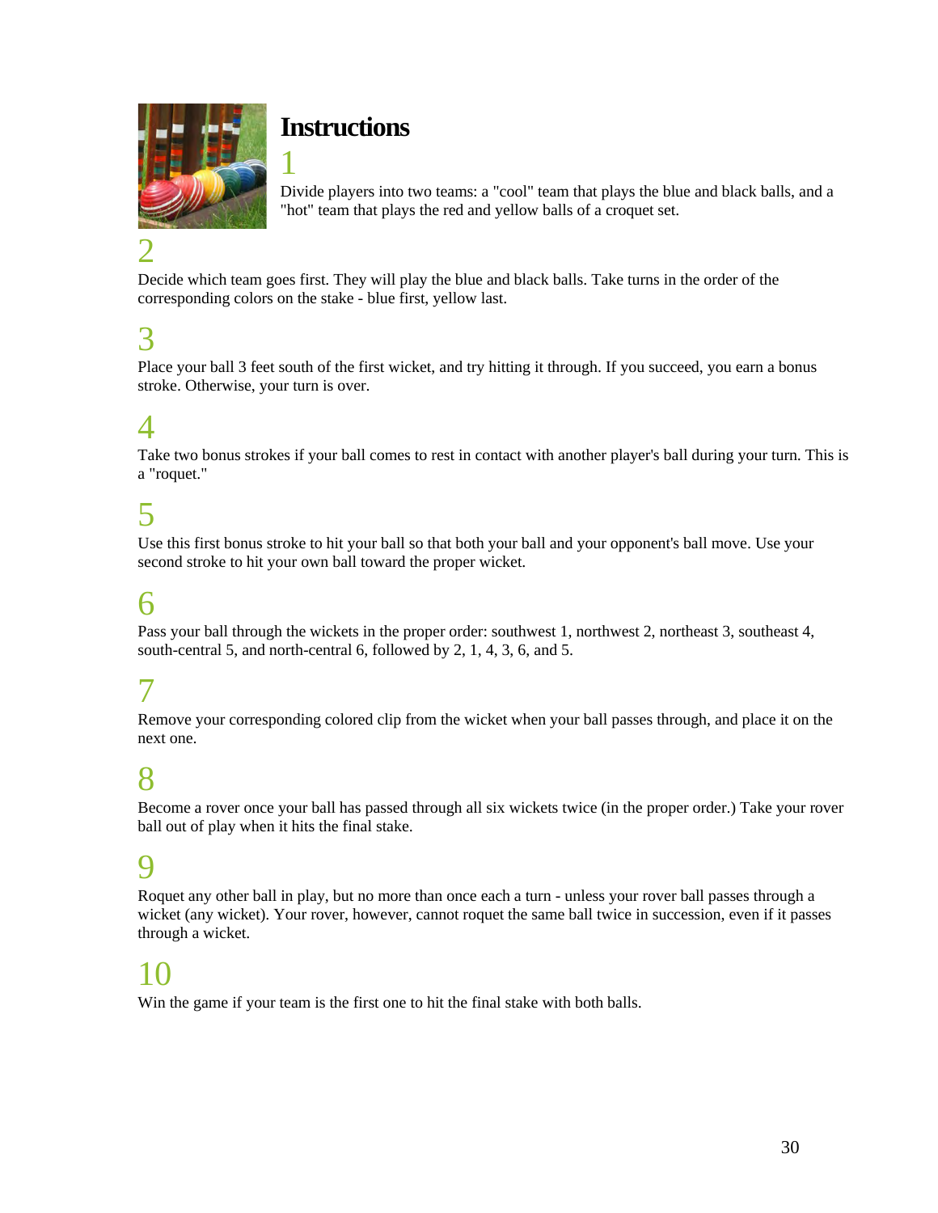## Instructions

1

Divide players into two teams: a "cool" team that plays the blue and black balls, and a "hot" team that plays the red and yellow balls of a croquet set.

2

Decide which team goes first. They will play the blue and black balls. Take turns in the order of the corresponding colors on the stake - blue first, yellow last.

3

Place your ball 3 feet south of the first wicket, and try hitting it through. If you succeed, you earn a bonus stroke. Otherwise, your turn is over.

4

Take two bonus strokes if your ball comes to rest in contact with another player's ball during your turn. This is a "roquet."

5

Use this first bonus stroke to hit your ball so that both your ball and your opponent's ball move. Use your second stroke to hit your own ball toward the proper wicket.

6

Pass your ball through the wickets in the proper order: southwest 1, northwest 2, northeast 3, southeast 4, south-central 5, and north-central 6, followed by 2, 1, 4, 3, 6, and 5.

7

Remove your corresponding colored clip from the wicket when your ball passes through, and place it on the next one.

8

Become a rover once your ball has passed through all six wickets twice (in the proper order.) Take your rover ball out of play when it hits the final stake.

9

Roquet any other ball in play, but no more than once each a turn - unless your rover ball passes through a wicket (any wicket). Your rover, however, cannot roquet the same ball twice in succession, even if it passes through a wicket.

10

Win the game if your team is the first one to hit the final stake with both balls.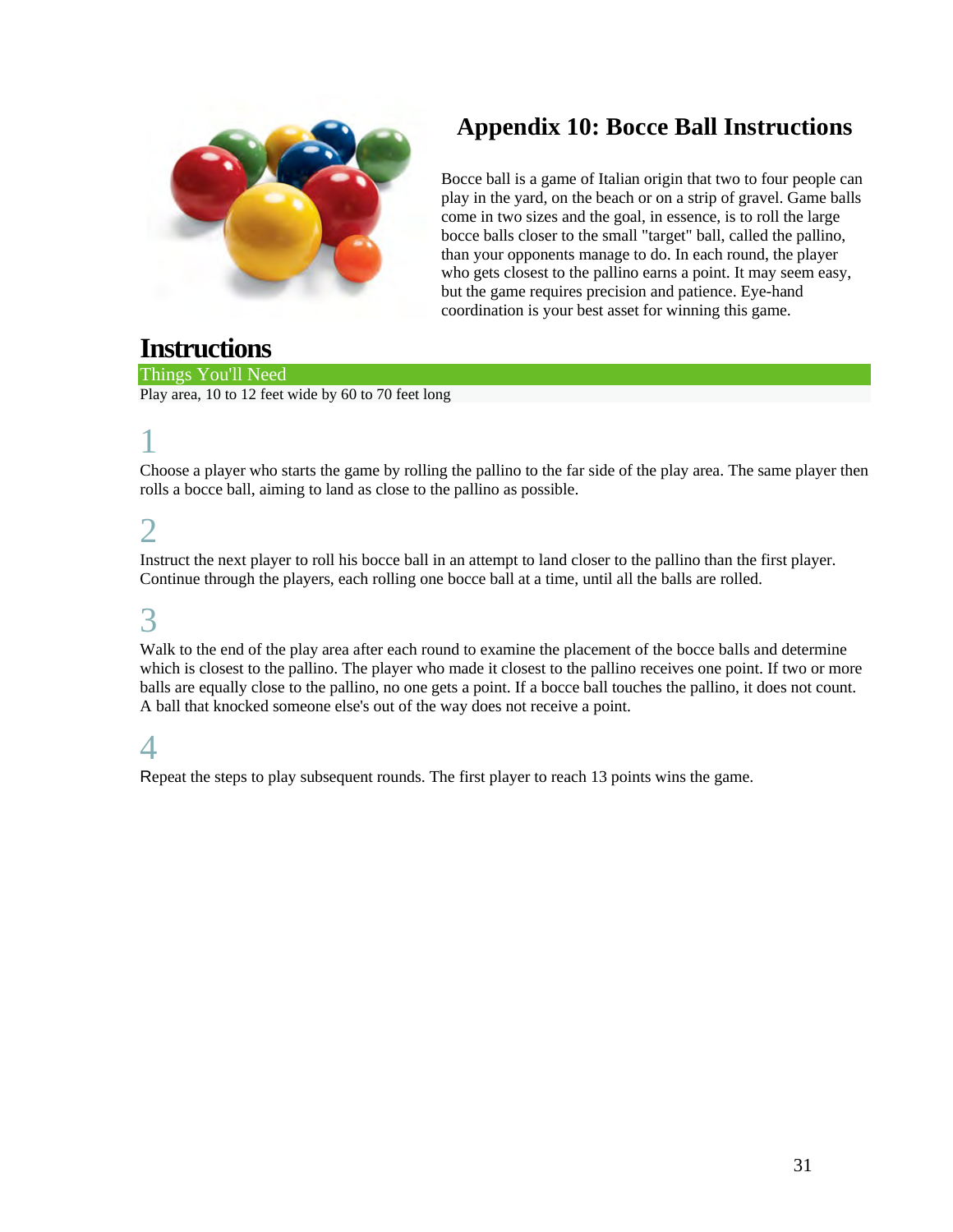# Appendix 10: Bocce Ball Instructions

Bocce ball is a game of Italian origin that two to four people can play in the yard, on the beach or on a strip of gravel. Game balls come in two sizes and the goal, in essence, is to roll the large bocce balls closer to the small "target" ball, called the pallino, than your opponents manage to do. In each round, the player who gets closest to the pallino earns a point. It may seem easy, but the game requires precision and patience. Eye-hand coordination is your best asset for winning this game.

## Instructions

### Things You'll Need

Play area, 10 to 12 feet wide by 60 to 70 feet long

### 1

Choose a player who starts the game by rolling the pallino to the far side of the play area. The same player then rolls a bocce ball, aiming to land as close to the pallino as possible.

### 2

Instruct the next player to roll his bocce ball in an attempt to land closer to the pallino than the first player. Continue through the players, each rolling one bocce ball at a time, until all the balls are rolled.

### 3

Walk to the end of the play area after each round to examine the placement of the bocce balls and determine which is closest to the pallino. The player who made it closest to the pallino receives one point. If two or more balls are equally close to the pallino, no one gets a point. If a bocce ball touches the pallino, it does not count. A ball that knocked someone else's out of the way does not receive a point.

### 4

Repeat the steps to play subsequent rounds. The first player to reach 13 points wins the game.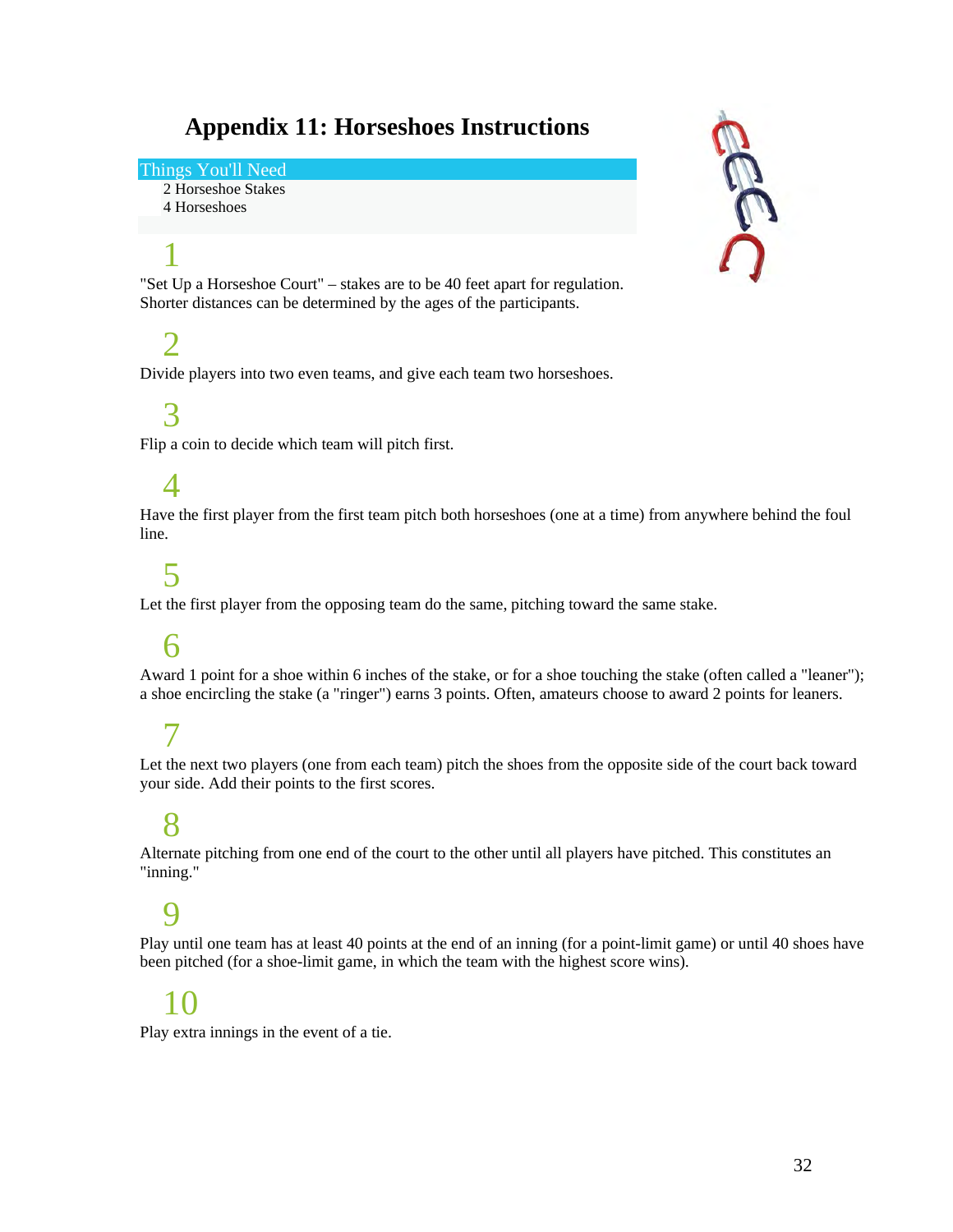# Appendix 11: Horseshoes Instructions

**Things You'll Need**

- 2 Horseshoe Stakes
- 4 Horseshoes

1

"Set Up a Horseshoe Court" – stakes are to be 40 feet apart for regulation. Shorter distances can be determined by the ages of the participants.

2

Divide players into two even teams, and give each team two horseshoes.

3

Flip a coin to decide which team will pitch first.

4

Have the first player from the first team pitch both horseshoes (one at a time) from anywhere behind the foul line.

5

Let the first player from the opposing team do the same, pitching toward the same stake.

6

Award 1 point for a shoe within 6 inches of the stake, or for a shoe touching the stake (often called a "leaner"); a shoe encircling the stake (a "ringer") earns 3 points. Often, amateurs choose to award 2 points for leaners.

7

Let the next two players (one from each team) pitch the shoes from the opposite side of the court back toward your side. Add their points to the first scores.

8

Alternate pitching from one end of the court to the other until all players have pitched. This constitutes an "inning."

9

Play until one team has at least 40 points at the end of an inning (for a point-limit game) or until 40 shoes have been pitched (for a shoe-limit game, in which the team with the highest score wins).

10

Play extra innings in the event of a tie.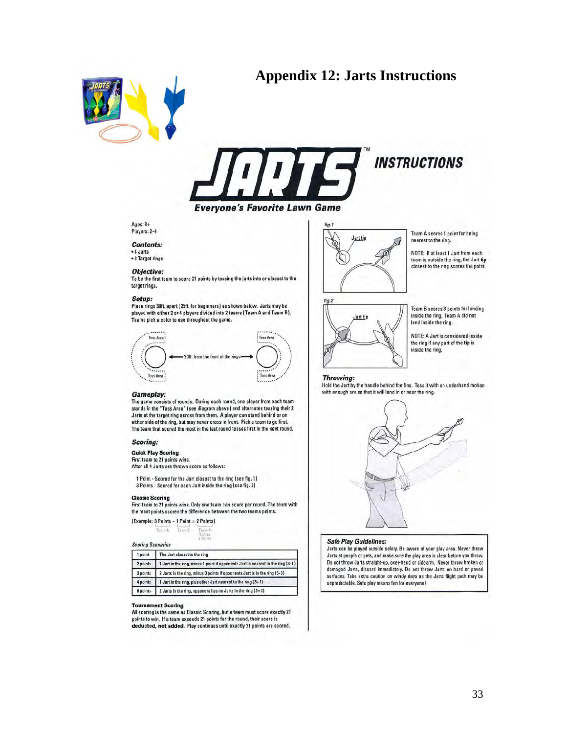# Appendix 12: Jarts Instructions

# JARTS™ INSTRUCTIONS

**Everyone's Favorite Lawn Game**

Ages: 8+
Players: 2-4

### Contents:

- 4 Jarts
- 2 Target rings

### Objective:

To be the first team to score 21 points by tossing the jarts into or closest to the target rings.

### Setup:

Place rings 30ft. apart (25ft. for beginners) as shown below. Jarts may be played with either 2 or 4 players divided into 2 teams (Team A and Team B). Teams pick a color to use throughout the game.

Toss Area | Toss Area | 30ft. from the front of the rings | Toss Area | Toss Area

### Gameplay:

The game consists of rounds. During each round, one player from each team stands in the "Toss Area" (see diagram above) and alternates tossing their 2 Jarts at the target ring across from them. A player can stand behind or on either side of the ring, but may never cross in front. Pick a team to go first. The team that scored the most in the last round tosses first in the next round.

### Scoring:

**Quick Play Scoring**
First team to 21 points wins.
After all 4 Jarts are thrown score as follows:

1 Point - Scored for the Jart closest to the ring (see fig. 1)
3 Points - Scored for each Jart inside the ring (see fig. 2)

**Classic Scoring**
First team to 21 points wins. Only one team can score per round. The team with the most points scores the difference between the two teams points.

(Example: 3 Points - 1 Point = 2 Points)
Team A — Team B — Team A Scores 2 Points

*Scoring Scenarios*

| | |
|---|---|
| 1 point | The Jart closest to the ring |
| 2 points | 1 Jart in the ring, minus 1 point if opponents Jart is nearest to the ring (3-1) |
| 3 points | 2 Jarts in the ring, minus 3 points if opponents Jart is in the ring (6-3) |
| 4 points | 1 Jart in the ring, plus other Jart nearest to the ring (3+1) |
| 6 points | 2 Jarts in the ring, opponent has no Jarts in the ring (3+3) |

**Tournament Scoring**
All scoring is the same as Classic Scoring, but a team must score exactly 21 points to win. If a team exceeds 21 points for the round, their score is **deducted, not added.** Play continues until exactly 21 points are scored.

*fig.1*

Jart tip

Team A scores 1 point for being nearest to the ring.

NOTE: If at least 1 Jart from each team is outside the ring, the Jart **tip** closest to the ring scores the point.

*fig.2*

Jart tip

Team B scores 3 points for landing inside the ring. Team A did not land inside the ring.

NOTE: A Jart is considered inside the ring if any part of the **tip** is inside the ring.

### Throwing:

Hold the Jart by the handle behind the fins. Toss it with an underhand motion with enough arc so that it will land in or near the ring.

### Safe Play Guidelines:

Jarts can be played outside safely. Be aware of your play area. Never throw Jarts at people or pets, and make sure the play area is clear before you throw. Do not throw Jarts straight-up, over-hand or sidearm. Never throw broken or damaged Jarts, discard immediately. Do not throw Jarts on hard or paved surfaces. Take extra caution on windy days as the Jarts flight path may be unpredictable. Safe play means fun for everyone!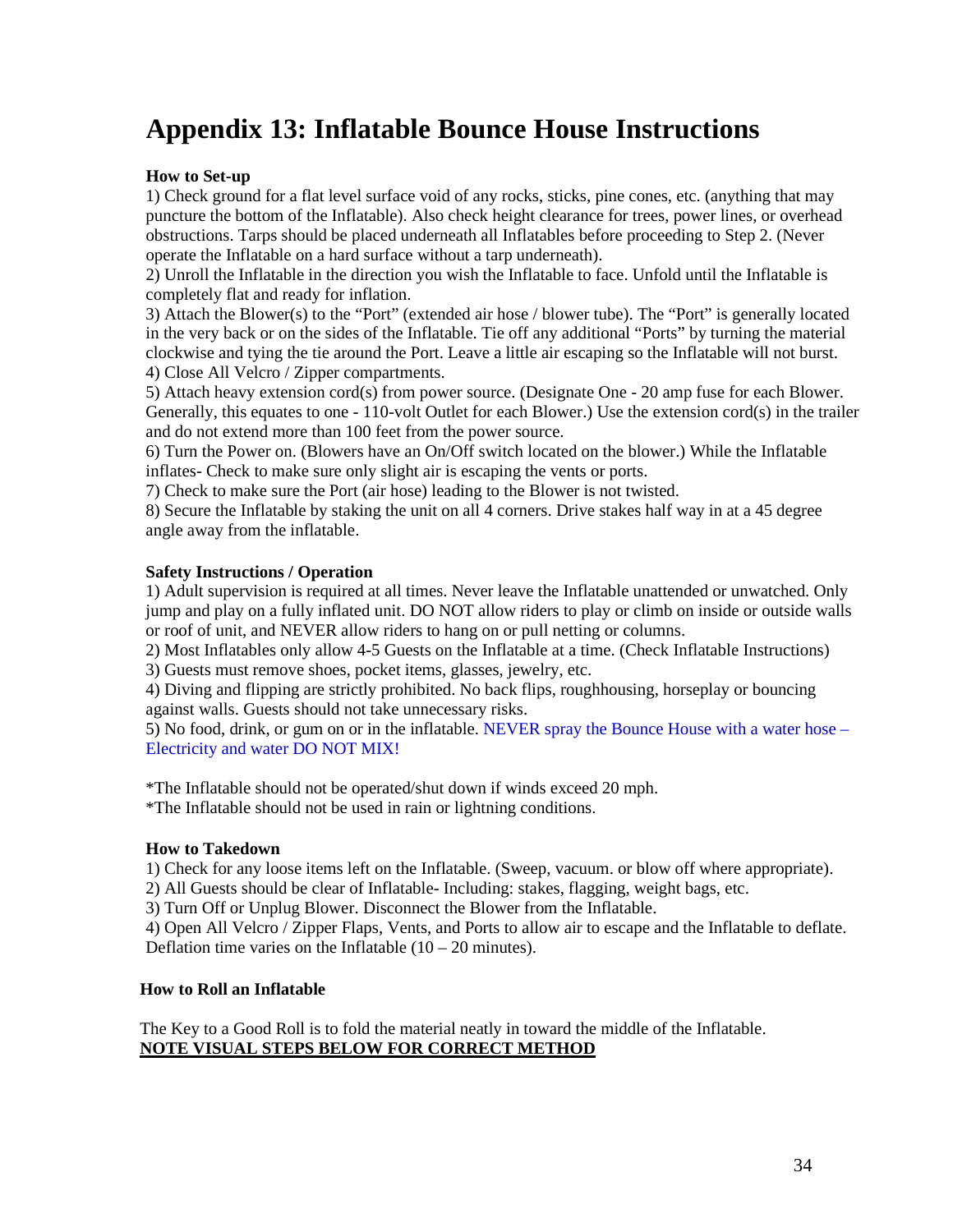# Appendix 13: Inflatable Bounce House Instructions

**How to Set-up**

1) Check ground for a flat level surface void of any rocks, sticks, pine cones, etc. (anything that may puncture the bottom of the Inflatable). Also check height clearance for trees, power lines, or overhead obstructions. Tarps should be placed underneath all Inflatables before proceeding to Step 2. (Never operate the Inflatable on a hard surface without a tarp underneath).
2) Unroll the Inflatable in the direction you wish the Inflatable to face. Unfold until the Inflatable is completely flat and ready for inflation.
3) Attach the Blower(s) to the "Port" (extended air hose / blower tube). The "Port" is generally located in the very back or on the sides of the Inflatable. Tie off any additional "Ports" by turning the material clockwise and tying the tie around the Port. Leave a little air escaping so the Inflatable will not burst.
4) Close All Velcro / Zipper compartments.
5) Attach heavy extension cord(s) from power source. (Designate One - 20 amp fuse for each Blower. Generally, this equates to one - 110-volt Outlet for each Blower.) Use the extension cord(s) in the trailer and do not extend more than 100 feet from the power source.
6) Turn the Power on. (Blowers have an On/Off switch located on the blower.) While the Inflatable inflates- Check to make sure only slight air is escaping the vents or ports.
7) Check to make sure the Port (air hose) leading to the Blower is not twisted.
8) Secure the Inflatable by staking the unit on all 4 corners. Drive stakes half way in at a 45 degree angle away from the inflatable.

**Safety Instructions / Operation**

1) Adult supervision is required at all times. Never leave the Inflatable unattended or unwatched. Only jump and play on a fully inflated unit. DO NOT allow riders to play or climb on inside or outside walls or roof of unit, and NEVER allow riders to hang on or pull netting or columns.
2) Most Inflatables only allow 4-5 Guests on the Inflatable at a time. (Check Inflatable Instructions)
3) Guests must remove shoes, pocket items, glasses, jewelry, etc.
4) Diving and flipping are strictly prohibited. No back flips, roughhousing, horseplay or bouncing against walls. Guests should not take unnecessary risks.
5) No food, drink, or gum on or in the inflatable. NEVER spray the Bounce House with a water hose – Electricity and water DO NOT MIX!

*The Inflatable should not be operated/shut down if winds exceed 20 mph.
*The Inflatable should not be used in rain or lightning conditions.

**How to Takedown**

1) Check for any loose items left on the Inflatable. (Sweep, vacuum. or blow off where appropriate).
2) All Guests should be clear of Inflatable- Including: stakes, flagging, weight bags, etc.
3) Turn Off or Unplug Blower. Disconnect the Blower from the Inflatable.
4) Open All Velcro / Zipper Flaps, Vents, and Ports to allow air to escape and the Inflatable to deflate. Deflation time varies on the Inflatable (10 – 20 minutes).

**How to Roll an Inflatable**

The Key to a Good Roll is to fold the material neatly in toward the middle of the Inflatable.
**<u>NOTE VISUAL STEPS BELOW FOR CORRECT METHOD</u>**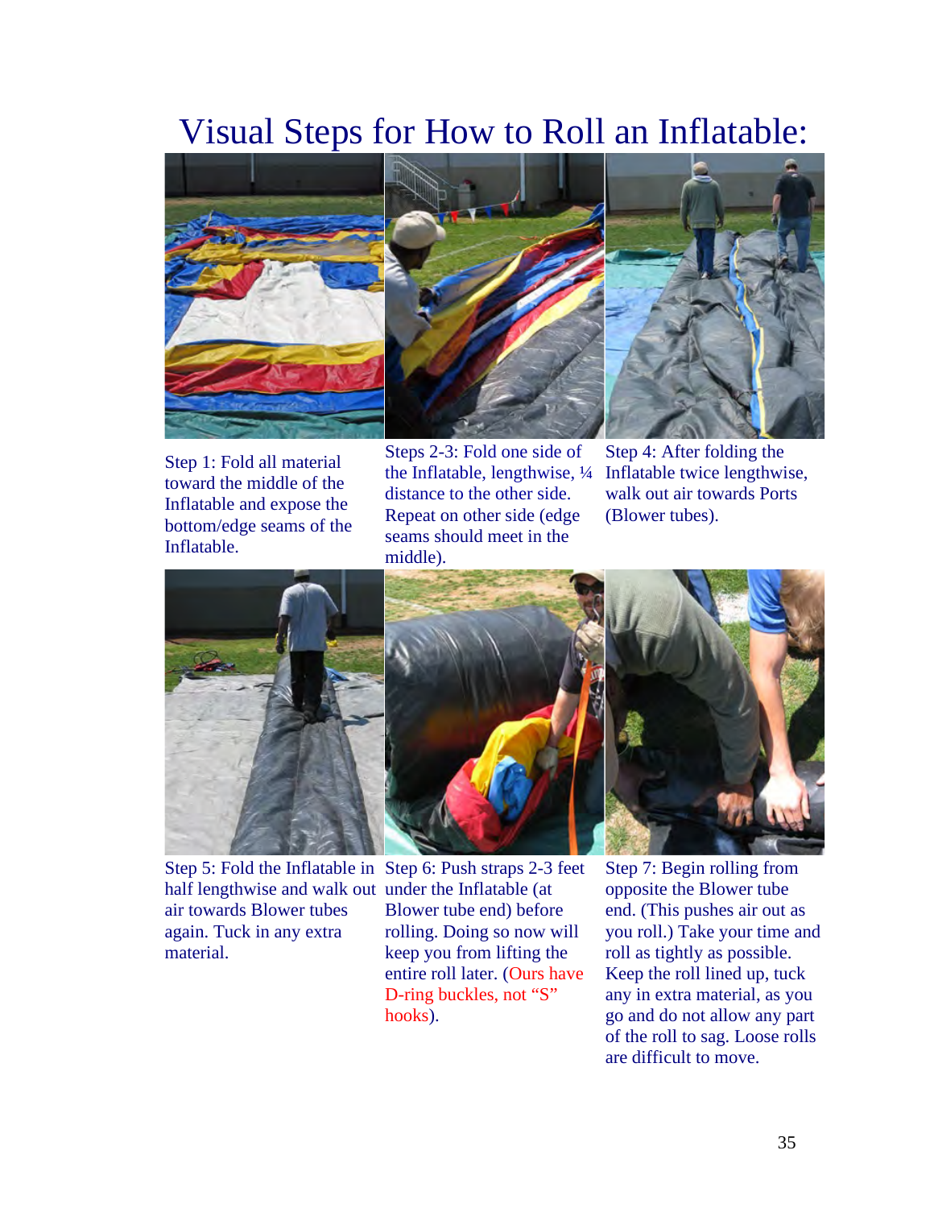# Visual Steps for How to Roll an Inflatable:

Step 1: Fold all material toward the middle of the Inflatable and expose the bottom/edge seams of the Inflatable.

Steps 2-3: Fold one side of the Inflatable, lengthwise, ¼ distance to the other side. Repeat on other side (edge seams should meet in the middle).

Step 4: After folding the Inflatable twice lengthwise, walk out air towards Ports (Blower tubes).

Step 5: Fold the Inflatable in half lengthwise and walk out air towards Blower tubes again. Tuck in any extra material.

Step 6: Push straps 2-3 feet under the Inflatable (at Blower tube end) before rolling. Doing so now will keep you from lifting the entire roll later. (Ours have D-ring buckles, not "S" hooks).

Step 7: Begin rolling from opposite the Blower tube end. (This pushes air out as you roll.) Take your time and roll as tightly as possible. Keep the roll lined up, tuck any in extra material, as you go and do not allow any part of the roll to sag. Loose rolls are difficult to move.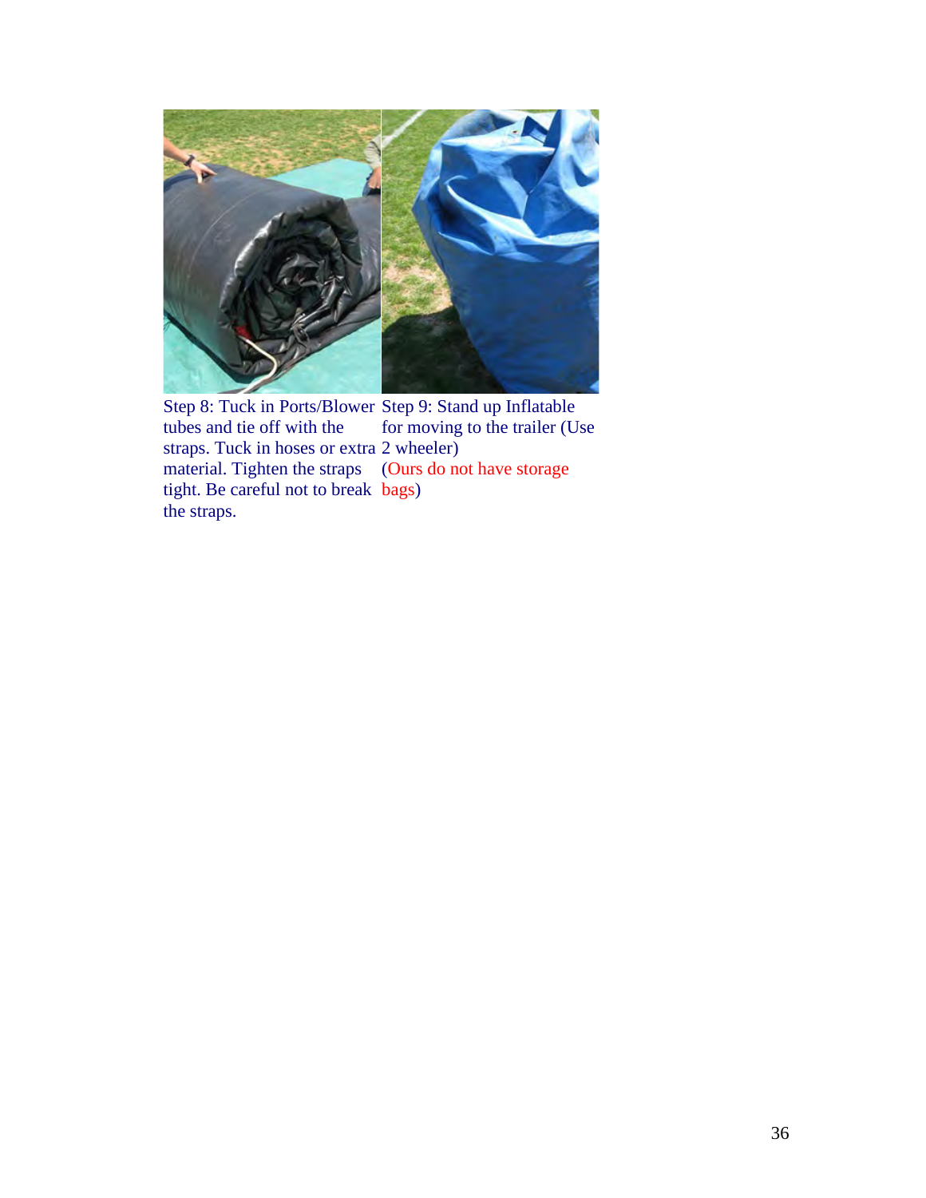Step 8: Tuck in Ports/Blower tubes and tie off with the straps. Tuck in hoses or extra material. Tighten the straps tight. Be careful not to break the straps.

Step 9: Stand up Inflatable for moving to the trailer (Use 2 wheeler) (Ours do not have storage bags)